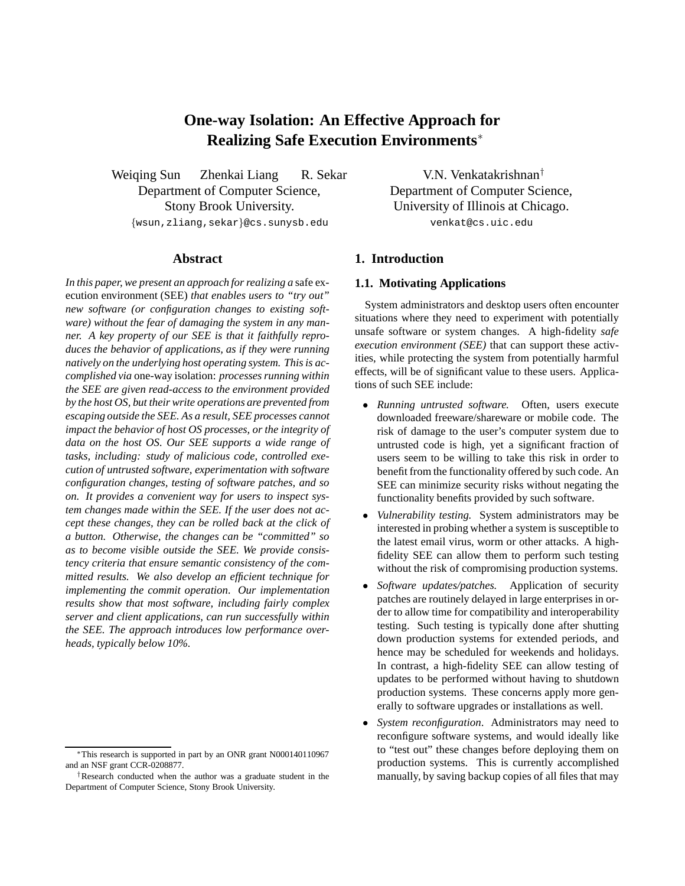# One-way Isolation: An Effective Approach for Realizing Safe Execution Environments*

Weiqing Sun  Zhenkai Liang  R. Sekar
Department of Computer Science,
Stony Brook University.
{wsun,zliang,sekar}@cs.sunysb.edu

V.N. Venkatakrishnan†
Department of Computer Science,
University of Illinois at Chicago.
venkat@cs.uic.edu

## Abstract

*In this paper, we present an approach for realizing a* safe execution environment (SEE) *that enables users to "try out" new software (or configuration changes to existing software) without the fear of damaging the system in any manner. A key property of our SEE is that it faithfully reproduces the behavior of applications, as if they were running natively on the underlying host operating system. This is accomplished via* one-way isolation: *processes running within the SEE are given read-access to the environment provided by the host OS, but their write operations are prevented from escaping outside the SEE. As a result, SEE processes cannot impact the behavior of host OS processes, or the integrity of data on the host OS. Our SEE supports a wide range of tasks, including: study of malicious code, controlled execution of untrusted software, experimentation with software configuration changes, testing of software patches, and so on. It provides a convenient way for users to inspect system changes made within the SEE. If the user does not accept these changes, they can be rolled back at the click of a button. Otherwise, the changes can be "committed" so as to become visible outside the SEE. We provide consistency criteria that ensure semantic consistency of the committed results. We also develop an efficient technique for implementing the commit operation. Our implementation results show that most software, including fairly complex server and client applications, can run successfully within the SEE. The approach introduces low performance overheads, typically below 10%.*

## 1. Introduction

### 1.1. Motivating Applications

System administrators and desktop users often encounter situations where they need to experiment with potentially unsafe software or system changes. A high-fidelity *safe execution environment (SEE)* that can support these activities, while protecting the system from potentially harmful effects, will be of significant value to these users. Applications of such SEE include:

- *Running untrusted software.* Often, users execute downloaded freeware/shareware or mobile code. The risk of damage to the user's computer system due to untrusted code is high, yet a significant fraction of users seem to be willing to take this risk in order to benefit from the functionality offered by such code. An SEE can minimize security risks without negating the functionality benefits provided by such software.
- *Vulnerability testing.* System administrators may be interested in probing whether a system is susceptible to the latest email virus, worm or other attacks. A high-fidelity SEE can allow them to perform such testing without the risk of compromising production systems.
- *Software updates/patches.* Application of security patches are routinely delayed in large enterprises in order to allow time for compatibility and interoperability testing. Such testing is typically done after shutting down production systems for extended periods, and hence may be scheduled for weekends and holidays. In contrast, a high-fidelity SEE can allow testing of updates to be performed without having to shutdown production systems. These concerns apply more generally to software upgrades or installations as well.
- *System reconfiguration.* Administrators may need to reconfigure software systems, and would ideally like to "test out" these changes before deploying them on production systems. This is currently accomplished manually, by saving backup copies of all files that may

*This research is supported in part by an ONR grant N000140110967 and an NSF grant CCR-0208877.

†Research conducted when the author was a graduate student in the Department of Computer Science, Stony Brook University.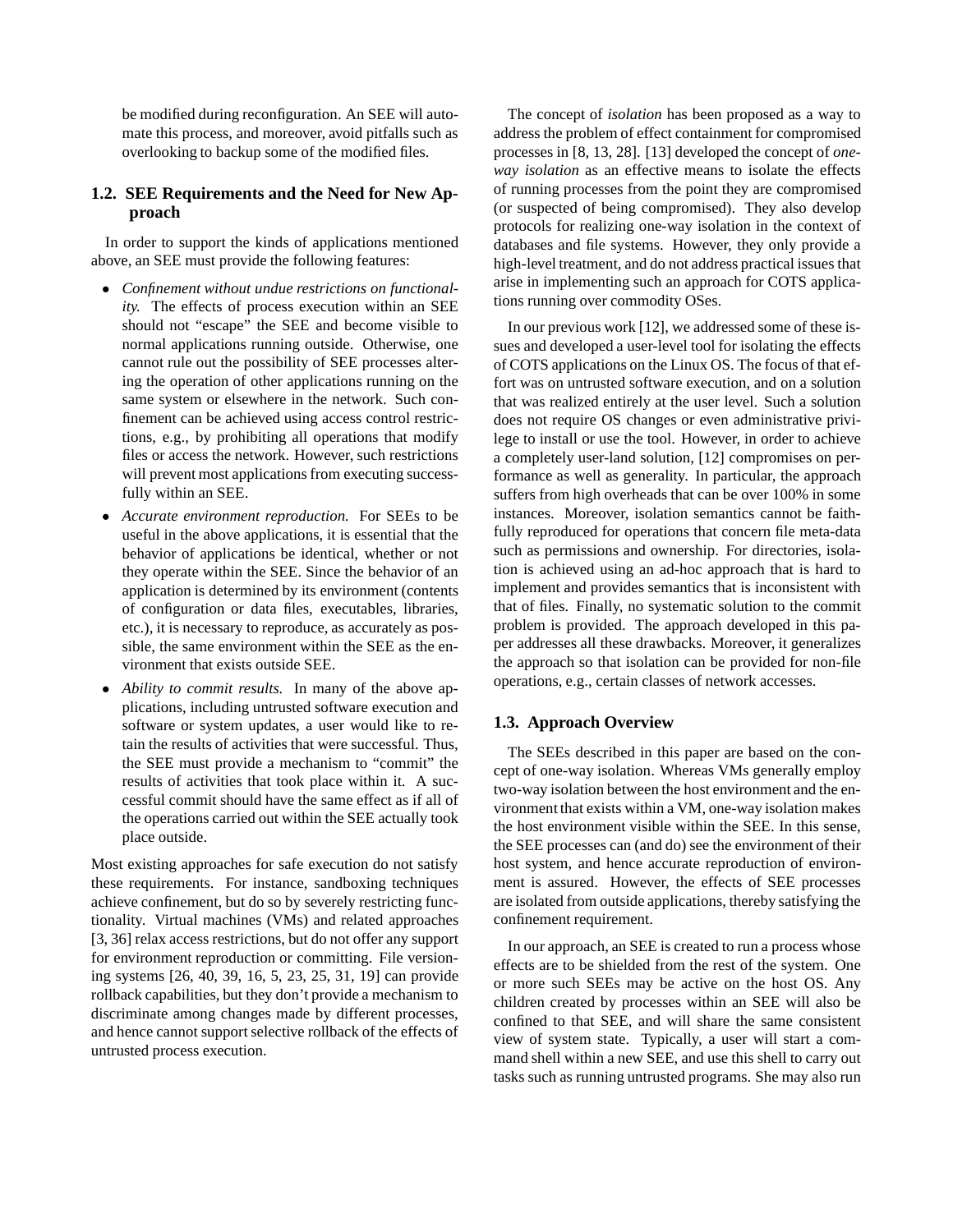be modified during reconfiguration. An SEE will automate this process, and moreover, avoid pitfalls such as overlooking to backup some of the modified files.

### 1.2. SEE Requirements and the Need for New Approach

In order to support the kinds of applications mentioned above, an SEE must provide the following features:

- *Confinement without undue restrictions on functionality.* The effects of process execution within an SEE should not "escape" the SEE and become visible to normal applications running outside. Otherwise, one cannot rule out the possibility of SEE processes altering the operation of other applications running on the same system or elsewhere in the network. Such confinement can be achieved using access control restrictions, e.g., by prohibiting all operations that modify files or access the network. However, such restrictions will prevent most applications from executing successfully within an SEE.
- *Accurate environment reproduction.* For SEEs to be useful in the above applications, it is essential that the behavior of applications be identical, whether or not they operate within the SEE. Since the behavior of an application is determined by its environment (contents of configuration or data files, executables, libraries, etc.), it is necessary to reproduce, as accurately as possible, the same environment within the SEE as the environment that exists outside SEE.
- *Ability to commit results.* In many of the above applications, including untrusted software execution and software or system updates, a user would like to retain the results of activities that were successful. Thus, the SEE must provide a mechanism to "commit" the results of activities that took place within it. A successful commit should have the same effect as if all of the operations carried out within the SEE actually took place outside.

Most existing approaches for safe execution do not satisfy these requirements. For instance, sandboxing techniques achieve confinement, but do so by severely restricting functionality. Virtual machines (VMs) and related approaches [3, 36] relax access restrictions, but do not offer any support for environment reproduction or committing. File versioning systems [26, 40, 39, 16, 5, 23, 25, 31, 19] can provide rollback capabilities, but they don't provide a mechanism to discriminate among changes made by different processes, and hence cannot support selective rollback of the effects of untrusted process execution.

The concept of *isolation* has been proposed as a way to address the problem of effect containment for compromised processes in [8, 13, 28]. [13] developed the concept of *one-way isolation* as an effective means to isolate the effects of running processes from the point they are compromised (or suspected of being compromised). They also develop protocols for realizing one-way isolation in the context of databases and file systems. However, they only provide a high-level treatment, and do not address practical issues that arise in implementing such an approach for COTS applications running over commodity OSes.

In our previous work [12], we addressed some of these issues and developed a user-level tool for isolating the effects of COTS applications on the Linux OS. The focus of that effort was on untrusted software execution, and on a solution that was realized entirely at the user level. Such a solution does not require OS changes or even administrative privilege to install or use the tool. However, in order to achieve a completely user-land solution, [12] compromises on performance as well as generality. In particular, the approach suffers from high overheads that can be over 100% in some instances. Moreover, isolation semantics cannot be faithfully reproduced for operations that concern file meta-data such as permissions and ownership. For directories, isolation is achieved using an ad-hoc approach that is hard to implement and provides semantics that is inconsistent with that of files. Finally, no systematic solution to the commit problem is provided. The approach developed in this paper addresses all these drawbacks. Moreover, it generalizes the approach so that isolation can be provided for non-file operations, e.g., certain classes of network accesses.

### 1.3. Approach Overview

The SEEs described in this paper are based on the concept of one-way isolation. Whereas VMs generally employ two-way isolation between the host environment and the environment that exists within a VM, one-way isolation makes the host environment visible within the SEE. In this sense, the SEE processes can (and do) see the environment of their host system, and hence accurate reproduction of environment is assured. However, the effects of SEE processes are isolated from outside applications, thereby satisfying the confinement requirement.

In our approach, an SEE is created to run a process whose effects are to be shielded from the rest of the system. One or more such SEEs may be active on the host OS. Any children created by processes within an SEE will also be confined to that SEE, and will share the same consistent view of system state. Typically, a user will start a command shell within a new SEE, and use this shell to carry out tasks such as running untrusted programs. She may also run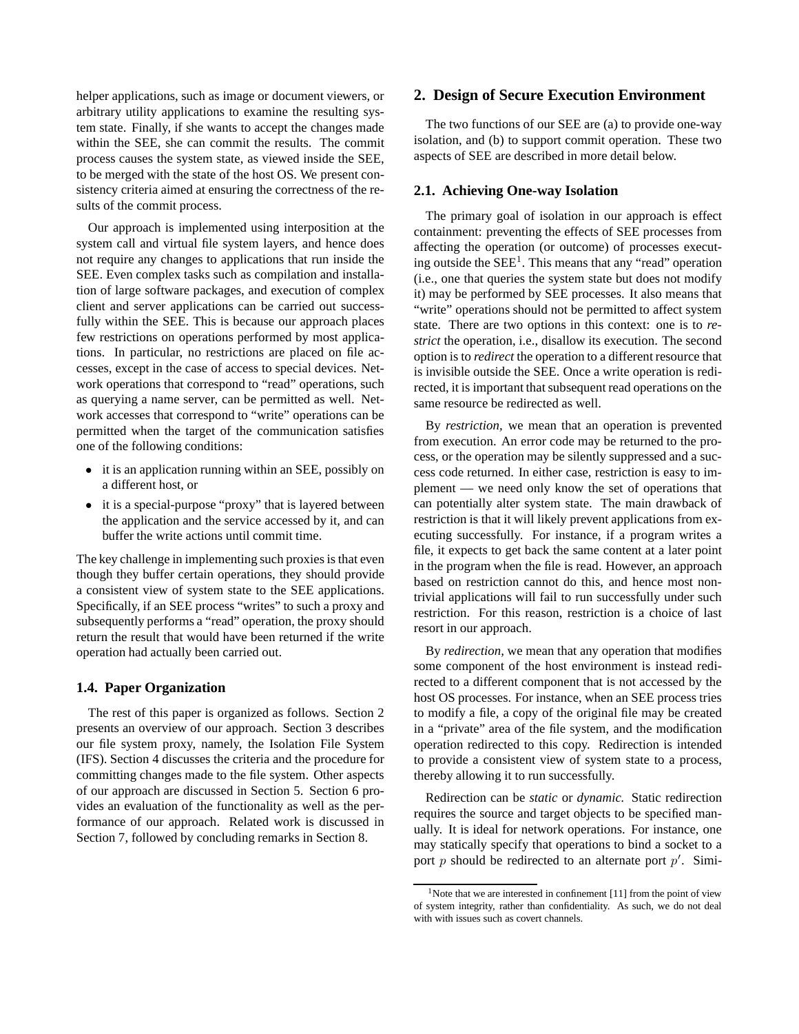helper applications, such as image or document viewers, or arbitrary utility applications to examine the resulting system state. Finally, if she wants to accept the changes made within the SEE, she can commit the results. The commit process causes the system state, as viewed inside the SEE, to be merged with the state of the host OS. We present consistency criteria aimed at ensuring the correctness of the results of the commit process.

Our approach is implemented using interposition at the system call and virtual file system layers, and hence does not require any changes to applications that run inside the SEE. Even complex tasks such as compilation and installation of large software packages, and execution of complex client and server applications can be carried out successfully within the SEE. This is because our approach places few restrictions on operations performed by most applications. In particular, no restrictions are placed on file accesses, except in the case of access to special devices. Network operations that correspond to "read" operations, such as querying a name server, can be permitted as well. Network accesses that correspond to "write" operations can be permitted when the target of the communication satisfies one of the following conditions:

- it is an application running within an SEE, possibly on a different host, or
- it is a special-purpose "proxy" that is layered between the application and the service accessed by it, and can buffer the write actions until commit time.

The key challenge in implementing such proxies is that even though they buffer certain operations, they should provide a consistent view of system state to the SEE applications. Specifically, if an SEE process "writes" to such a proxy and subsequently performs a "read" operation, the proxy should return the result that would have been returned if the write operation had actually been carried out.

### 1.4. Paper Organization

The rest of this paper is organized as follows. Section 2 presents an overview of our approach. Section 3 describes our file system proxy, namely, the Isolation File System (IFS). Section 4 discusses the criteria and the procedure for committing changes made to the file system. Other aspects of our approach are discussed in Section 5. Section 6 provides an evaluation of the functionality as well as the performance of our approach. Related work is discussed in Section 7, followed by concluding remarks in Section 8.

## 2. Design of Secure Execution Environment

The two functions of our SEE are (a) to provide one-way isolation, and (b) to support commit operation. These two aspects of SEE are described in more detail below.

### 2.1. Achieving One-way Isolation

The primary goal of isolation in our approach is effect containment: preventing the effects of SEE processes from affecting the operation (or outcome) of processes executing outside the SEE[1]. This means that any "read" operation (i.e., one that queries the system state but does not modify it) may be performed by SEE processes. It also means that "write" operations should not be permitted to affect system state. There are two options in this context: one is to *restrict* the operation, i.e., disallow its execution. The second option is to *redirect* the operation to a different resource that is invisible outside the SEE. Once a write operation is redirected, it is important that subsequent read operations on the same resource be redirected as well.

By *restriction,* we mean that an operation is prevented from execution. An error code may be returned to the process, or the operation may be silently suppressed and a success code returned. In either case, restriction is easy to implement — we need only know the set of operations that can potentially alter system state. The main drawback of restriction is that it will likely prevent applications from executing successfully. For instance, if a program writes a file, it expects to get back the same content at a later point in the program when the file is read. However, an approach based on restriction cannot do this, and hence most nontrivial applications will fail to run successfully under such restriction. For this reason, restriction is a choice of last resort in our approach.

By *redirection,* we mean that any operation that modifies some component of the host environment is instead redirected to a different component that is not accessed by the host OS processes. For instance, when an SEE process tries to modify a file, a copy of the original file may be created in a "private" area of the file system, and the modification operation redirected to this copy. Redirection is intended to provide a consistent view of system state to a process, thereby allowing it to run successfully.

Redirection can be *static* or *dynamic.* Static redirection requires the source and target objects to be specified manually. It is ideal for network operations. For instance, one may statically specify that operations to bind a socket to a port $p$ should be redirected to an alternate port $p'$. Simi-

[1] Note that we are interested in confinement [11] from the point of view of system integrity, rather than confidentiality. As such, we do not deal with with issues such as covert channels.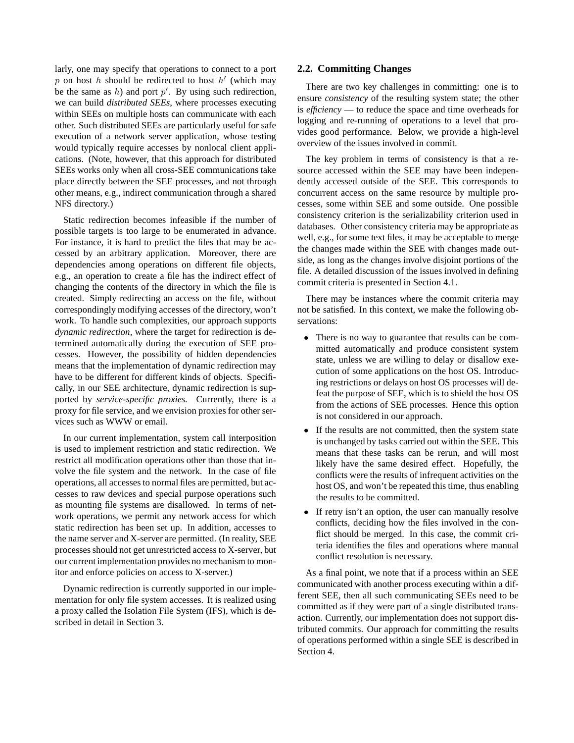larly, one may specify that operations to connect to a port $p$ on host $h$ should be redirected to host $h'$ (which may be the same as $h$) and port $p'$. By using such redirection, we can build *distributed SEEs*, where processes executing within SEEs on multiple hosts can communicate with each other. Such distributed SEEs are particularly useful for safe execution of a network server application, whose testing would typically require accesses by nonlocal client applications. (Note, however, that this approach for distributed SEEs works only when all cross-SEE communications take place directly between the SEE processes, and not through other means, e.g., indirect communication through a shared NFS directory.)

Static redirection becomes infeasible if the number of possible targets is too large to be enumerated in advance. For instance, it is hard to predict the files that may be accessed by an arbitrary application. Moreover, there are dependencies among operations on different file objects, e.g., an operation to create a file has the indirect effect of changing the contents of the directory in which the file is created. Simply redirecting an access on the file, without correspondingly modifying accesses of the directory, won't work. To handle such complexities, our approach supports *dynamic redirection*, where the target for redirection is determined automatically during the execution of SEE processes. However, the possibility of hidden dependencies means that the implementation of dynamic redirection may have to be different for different kinds of objects. Specifically, in our SEE architecture, dynamic redirection is supported by *service-specific proxies.* Currently, there is a proxy for file service, and we envision proxies for other services such as WWW or email.

In our current implementation, system call interposition is used to implement restriction and static redirection. We restrict all modification operations other than those that involve the file system and the network. In the case of file operations, all accesses to normal files are permitted, but accesses to raw devices and special purpose operations such as mounting file systems are disallowed. In terms of network operations, we permit any network access for which static redirection has been set up. In addition, accesses to the name server and X-server are permitted. (In reality, SEE processes should not get unrestricted access to X-server, but our current implementation provides no mechanism to monitor and enforce policies on access to X-server.)

Dynamic redirection is currently supported in our implementation for only file system accesses. It is realized using a proxy called the Isolation File System (IFS), which is described in detail in Section 3.

## 2.2. Committing Changes

There are two key challenges in committing: one is to ensure *consistency* of the resulting system state; the other is *efficiency* — to reduce the space and time overheads for logging and re-running of operations to a level that provides good performance. Below, we provide a high-level overview of the issues involved in commit.

The key problem in terms of consistency is that a resource accessed within the SEE may have been independently accessed outside of the SEE. This corresponds to concurrent access on the same resource by multiple processes, some within SEE and some outside. One possible consistency criterion is the serializability criterion used in databases. Other consistency criteria may be appropriate as well, e.g., for some text files, it may be acceptable to merge the changes made within the SEE with changes made outside, as long as the changes involve disjoint portions of the file. A detailed discussion of the issues involved in defining commit criteria is presented in Section 4.1.

There may be instances where the commit criteria may not be satisfied. In this context, we make the following observations:

- There is no way to guarantee that results can be committed automatically and produce consistent system state, unless we are willing to delay or disallow execution of some applications on the host OS. Introducing restrictions or delays on host OS processes will defeat the purpose of SEE, which is to shield the host OS from the actions of SEE processes. Hence this option is not considered in our approach.
- If the results are not committed, then the system state is unchanged by tasks carried out within the SEE. This means that these tasks can be rerun, and will most likely have the same desired effect. Hopefully, the conflicts were the results of infrequent activities on the host OS, and won't be repeated this time, thus enabling the results to be committed.
- If retry isn't an option, the user can manually resolve conflicts, deciding how the files involved in the conflict should be merged. In this case, the commit criteria identifies the files and operations where manual conflict resolution is necessary.

As a final point, we note that if a process within an SEE communicated with another process executing within a different SEE, then all such communicating SEEs need to be committed as if they were part of a single distributed transaction. Currently, our implementation does not support distributed commits. Our approach for committing the results of operations performed within a single SEE is described in Section 4.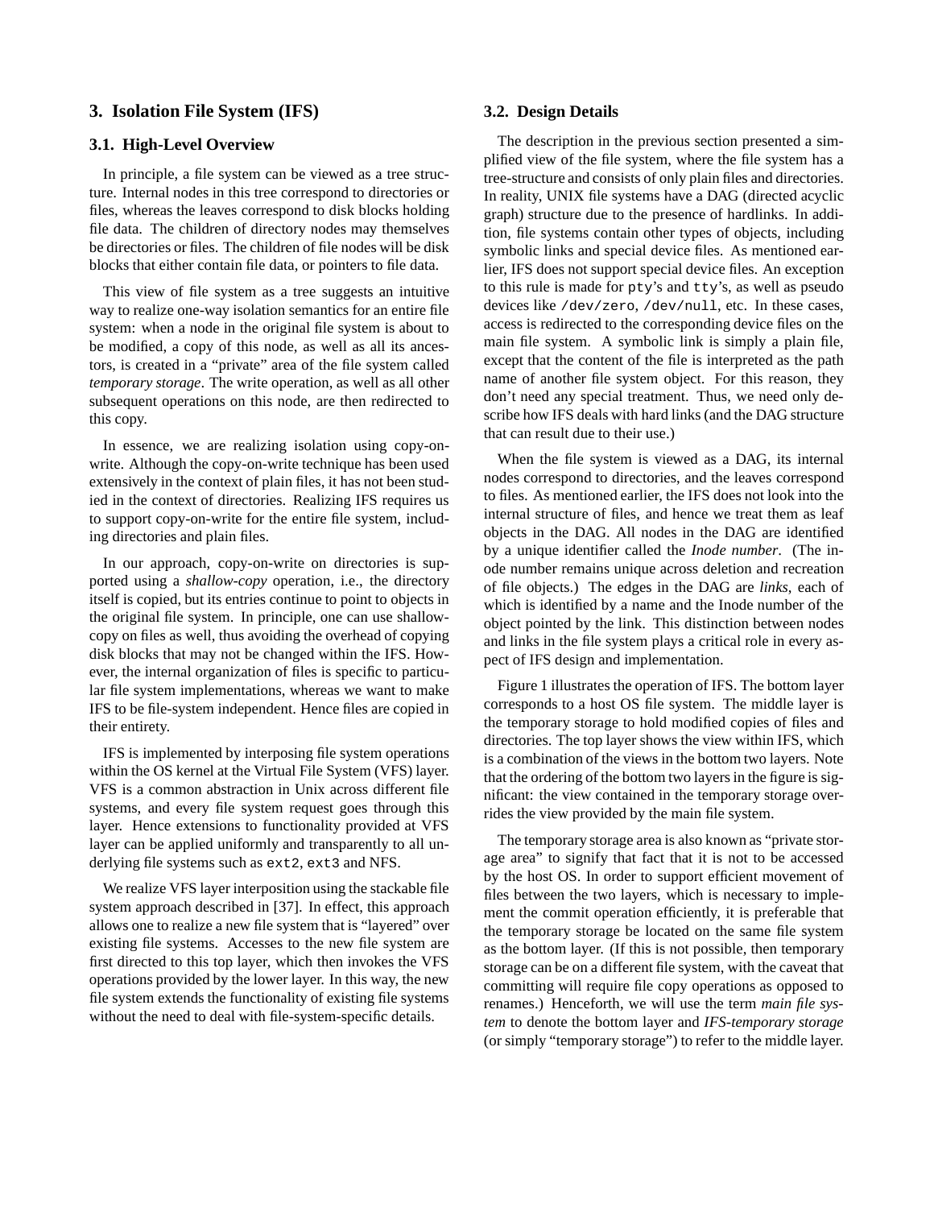## 3. Isolation File System (IFS)

### 3.1. High-Level Overview

In principle, a file system can be viewed as a tree structure. Internal nodes in this tree correspond to directories or files, whereas the leaves correspond to disk blocks holding file data. The children of directory nodes may themselves be directories or files. The children of file nodes will be disk blocks that either contain file data, or pointers to file data.

This view of file system as a tree suggests an intuitive way to realize one-way isolation semantics for an entire file system: when a node in the original file system is about to be modified, a copy of this node, as well as all its ancestors, is created in a "private" area of the file system called *temporary storage*. The write operation, as well as all other subsequent operations on this node, are then redirected to this copy.

In essence, we are realizing isolation using copy-on-write. Although the copy-on-write technique has been used extensively in the context of plain files, it has not been studied in the context of directories. Realizing IFS requires us to support copy-on-write for the entire file system, including directories and plain files.

In our approach, copy-on-write on directories is supported using a *shallow-copy* operation, i.e., the directory itself is copied, but its entries continue to point to objects in the original file system. In principle, one can use shallow-copy on files as well, thus avoiding the overhead of copying disk blocks that may not be changed within the IFS. However, the internal organization of files is specific to particular file system implementations, whereas we want to make IFS to be file-system independent. Hence files are copied in their entirety.

IFS is implemented by interposing file system operations within the OS kernel at the Virtual File System (VFS) layer. VFS is a common abstraction in Unix across different file systems, and every file system request goes through this layer. Hence extensions to functionality provided at VFS layer can be applied uniformly and transparently to all underlying file systems such as `ext2`, `ext3` and NFS.

We realize VFS layer interposition using the stackable file system approach described in [37]. In effect, this approach allows one to realize a new file system that is "layered" over existing file systems. Accesses to the new file system are first directed to this top layer, which then invokes the VFS operations provided by the lower layer. In this way, the new file system extends the functionality of existing file systems without the need to deal with file-system-specific details.

### 3.2. Design Details

The description in the previous section presented a simplified view of the file system, where the file system has a tree-structure and consists of only plain files and directories. In reality, UNIX file systems have a DAG (directed acyclic graph) structure due to the presence of hardlinks. In addition, file systems contain other types of objects, including symbolic links and special device files. As mentioned earlier, IFS does not support special device files. An exception to this rule is made for `pty`'s and `tty`'s, as well as pseudo devices like `/dev/zero`, `/dev/null`, etc. In these cases, access is redirected to the corresponding device files on the main file system. A symbolic link is simply a plain file, except that the content of the file is interpreted as the path name of another file system object. For this reason, they don't need any special treatment. Thus, we need only describe how IFS deals with hard links (and the DAG structure that can result due to their use.)

When the file system is viewed as a DAG, its internal nodes correspond to directories, and the leaves correspond to files. As mentioned earlier, the IFS does not look into the internal structure of files, and hence we treat them as leaf objects in the DAG. All nodes in the DAG are identified by a unique identifier called the *Inode number*. (The inode number remains unique across deletion and recreation of file objects.) The edges in the DAG are *links*, each of which is identified by a name and the Inode number of the object pointed by the link. This distinction between nodes and links in the file system plays a critical role in every aspect of IFS design and implementation.

Figure 1 illustrates the operation of IFS. The bottom layer corresponds to a host OS file system. The middle layer is the temporary storage to hold modified copies of files and directories. The top layer shows the view within IFS, which is a combination of the views in the bottom two layers. Note that the ordering of the bottom two layers in the figure is significant: the view contained in the temporary storage overrides the view provided by the main file system.

The temporary storage area is also known as "private storage area" to signify that fact that it is not to be accessed by the host OS. In order to support efficient movement of files between the two layers, which is necessary to implement the commit operation efficiently, it is preferable that the temporary storage be located on the same file system as the bottom layer. (If this is not possible, then temporary storage can be on a different file system, with the caveat that committing will require file copy operations as opposed to renames.) Henceforth, we will use the term *main file system* to denote the bottom layer and *IFS-temporary storage* (or simply "temporary storage") to refer to the middle layer.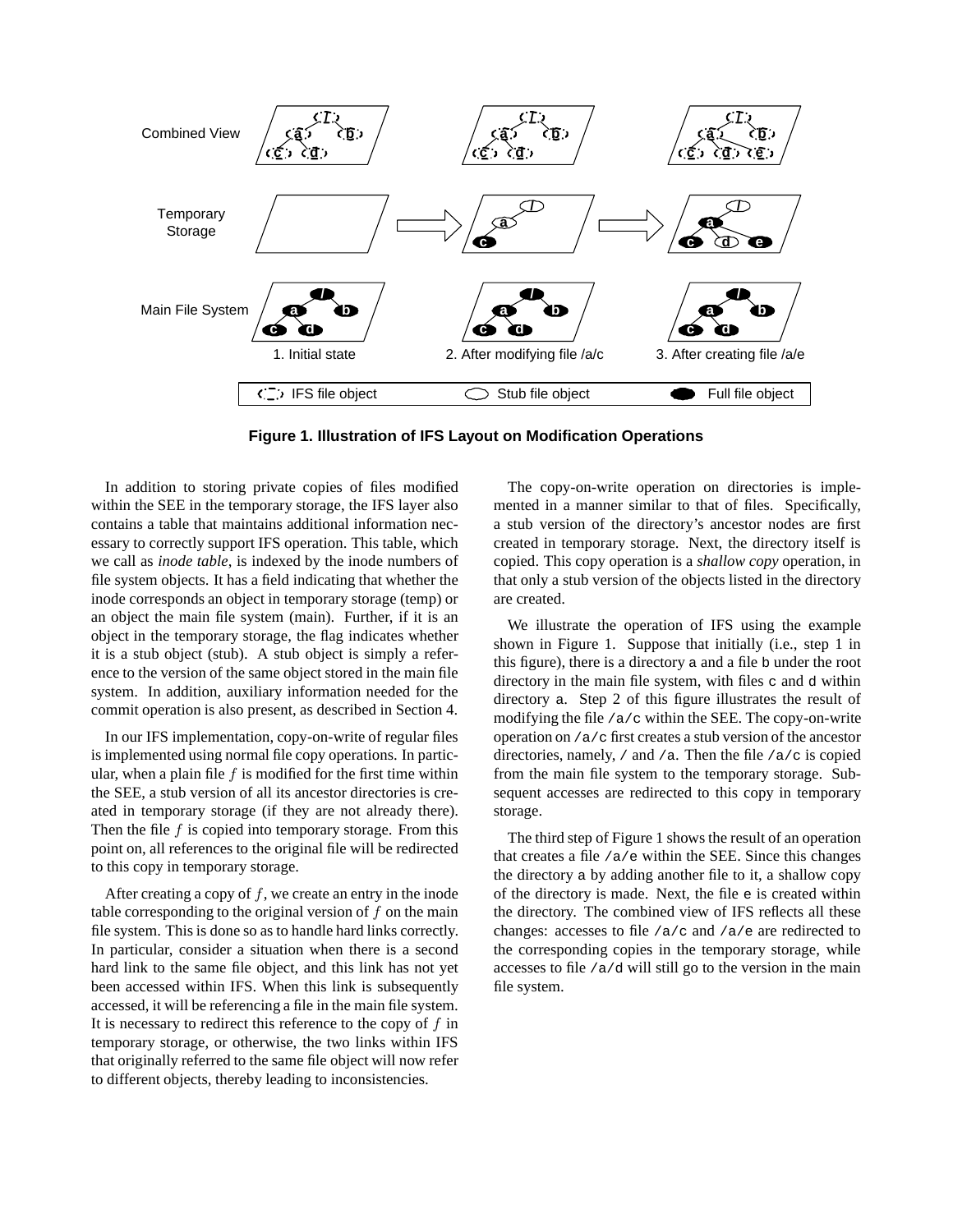**Figure 1. Illustration of IFS Layout on Modification Operations**

In addition to storing private copies of files modified within the SEE in the temporary storage, the IFS layer also contains a table that maintains additional information necessary to correctly support IFS operation. This table, which we call as *inode table*, is indexed by the inode numbers of file system objects. It has a field indicating that whether the inode corresponds an object in temporary storage (temp) or an object the main file system (main). Further, if it is an object in the temporary storage, the flag indicates whether it is a stub object (stub). A stub object is simply a reference to the version of the same object stored in the main file system. In addition, auxiliary information needed for the commit operation is also present, as described in Section 4.

In our IFS implementation, copy-on-write of regular files is implemented using normal file copy operations. In particular, when a plain file $f$ is modified for the first time within the SEE, a stub version of all its ancestor directories is created in temporary storage (if they are not already there). Then the file $f$ is copied into temporary storage. From this point on, all references to the original file will be redirected to this copy in temporary storage.

After creating a copy of $f$, we create an entry in the inode table corresponding to the original version of $f$ on the main file system. This is done so as to handle hard links correctly. In particular, consider a situation when there is a second hard link to the same file object, and this link has not yet been accessed within IFS. When this link is subsequently accessed, it will be referencing a file in the main file system. It is necessary to redirect this reference to the copy of $f$ in temporary storage, or otherwise, the two links within IFS that originally referred to the same file object will now refer to different objects, thereby leading to inconsistencies.

The copy-on-write operation on directories is implemented in a manner similar to that of files. Specifically, a stub version of the directory's ancestor nodes are first created in temporary storage. Next, the directory itself is copied. This copy operation is a *shallow copy* operation, in that only a stub version of the objects listed in the directory are created.

We illustrate the operation of IFS using the example shown in Figure 1. Suppose that initially (i.e., step 1 in this figure), there is a directory `a` and a file `b` under the root directory in the main file system, with files `c` and `d` within directory `a`. Step 2 of this figure illustrates the result of modifying the file `/a/c` within the SEE. The copy-on-write operation on `/a/c` first creates a stub version of the ancestor directories, namely, `/` and `/a`. Then the file `/a/c` is copied from the main file system to the temporary storage. Subsequent accesses are redirected to this copy in temporary storage.

The third step of Figure 1 shows the result of an operation that creates a file `/a/e` within the SEE. Since this changes the directory `a` by adding another file to it, a shallow copy of the directory is made. Next, the file `e` is created within the directory. The combined view of IFS reflects all these changes: accesses to file `/a/c` and `/a/e` are redirected to the corresponding copies in the temporary storage, while accesses to file `/a/d` will still go to the version in the main file system.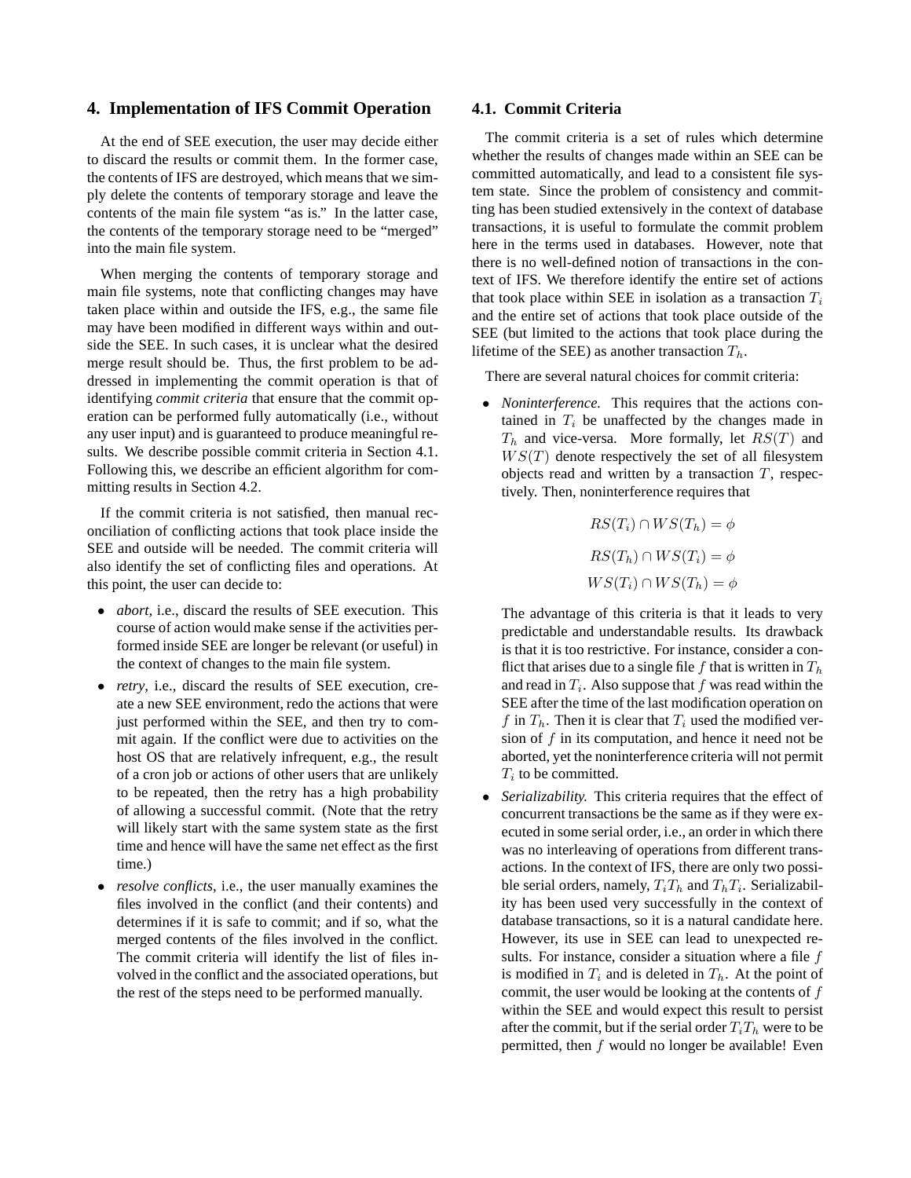## 4. Implementation of IFS Commit Operation

At the end of SEE execution, the user may decide either to discard the results or commit them. In the former case, the contents of IFS are destroyed, which means that we simply delete the contents of temporary storage and leave the contents of the main file system "as is." In the latter case, the contents of the temporary storage need to be "merged" into the main file system.

When merging the contents of temporary storage and main file systems, note that conflicting changes may have taken place within and outside the IFS, e.g., the same file may have been modified in different ways within and outside the SEE. In such cases, it is unclear what the desired merge result should be. Thus, the first problem to be addressed in implementing the commit operation is that of identifying *commit criteria* that ensure that the commit operation can be performed fully automatically (i.e., without any user input) and is guaranteed to produce meaningful results. We describe possible commit criteria in Section 4.1. Following this, we describe an efficient algorithm for committing results in Section 4.2.

If the commit criteria is not satisfied, then manual reconciliation of conflicting actions that took place inside the SEE and outside will be needed. The commit criteria will also identify the set of conflicting files and operations. At this point, the user can decide to:

- *abort*, i.e., discard the results of SEE execution. This course of action would make sense if the activities performed inside SEE are longer be relevant (or useful) in the context of changes to the main file system.
- *retry*, i.e., discard the results of SEE execution, create a new SEE environment, redo the actions that were just performed within the SEE, and then try to commit again. If the conflict were due to activities on the host OS that are relatively infrequent, e.g., the result of a cron job or actions of other users that are unlikely to be repeated, then the retry has a high probability of allowing a successful commit. (Note that the retry will likely start with the same system state as the first time and hence will have the same net effect as the first time.)
- *resolve conflicts*, i.e., the user manually examines the files involved in the conflict (and their contents) and determines if it is safe to commit; and if so, what the merged contents of the files involved in the conflict. The commit criteria will identify the list of files involved in the conflict and the associated operations, but the rest of the steps need to be performed manually.

### 4.1. Commit Criteria

The commit criteria is a set of rules which determine whether the results of changes made within an SEE can be committed automatically, and lead to a consistent file system state. Since the problem of consistency and committing has been studied extensively in the context of database transactions, it is useful to formulate the commit problem here in the terms used in databases. However, note that there is no well-defined notion of transactions in the context of IFS. We therefore identify the entire set of actions that took place within SEE in isolation as a transaction $T_i$ and the entire set of actions that took place outside of the SEE (but limited to the actions that took place during the lifetime of the SEE) as another transaction $T_h$.

There are several natural choices for commit criteria:

- *Noninterference.* This requires that the actions contained in $T_i$ be unaffected by the changes made in $T_h$ and vice-versa. More formally, let $RS(T)$ and $WS(T)$ denote respectively the set of all filesystem objects read and written by a transaction $T$, respectively. Then, noninterference requires that

$$RS(T_i) \cap WS(T_h) = \phi$$

$$RS(T_h) \cap WS(T_i) = \phi$$

$$WS(T_i) \cap WS(T_h) = \phi$$

  The advantage of this criteria is that it leads to very predictable and understandable results. Its drawback is that it is too restrictive. For instance, consider a conflict that arises due to a single file $f$ that is written in $T_h$ and read in $T_i$. Also suppose that $f$ was read within the SEE after the time of the last modification operation on $f$ in $T_h$. Then it is clear that $T_i$ used the modified version of $f$ in its computation, and hence it need not be aborted, yet the noninterference criteria will not permit $T_i$ to be committed.

- *Serializability.* This criteria requires that the effect of concurrent transactions be the same as if they were executed in some serial order, i.e., an order in which there was no interleaving of operations from different transactions. In the context of IFS, there are only two possible serial orders, namely, $T_iT_h$ and $T_hT_i$. Serializability has been used very successfully in the context of database transactions, so it is a natural candidate here. However, its use in SEE can lead to unexpected results. For instance, consider a situation where a file $f$ is modified in $T_i$ and is deleted in $T_h$. At the point of commit, the user would be looking at the contents of $f$ within the SEE and would expect this result to persist after the commit, but if the serial order $T_iT_h$ were to be permitted, then $f$ would no longer be available! Even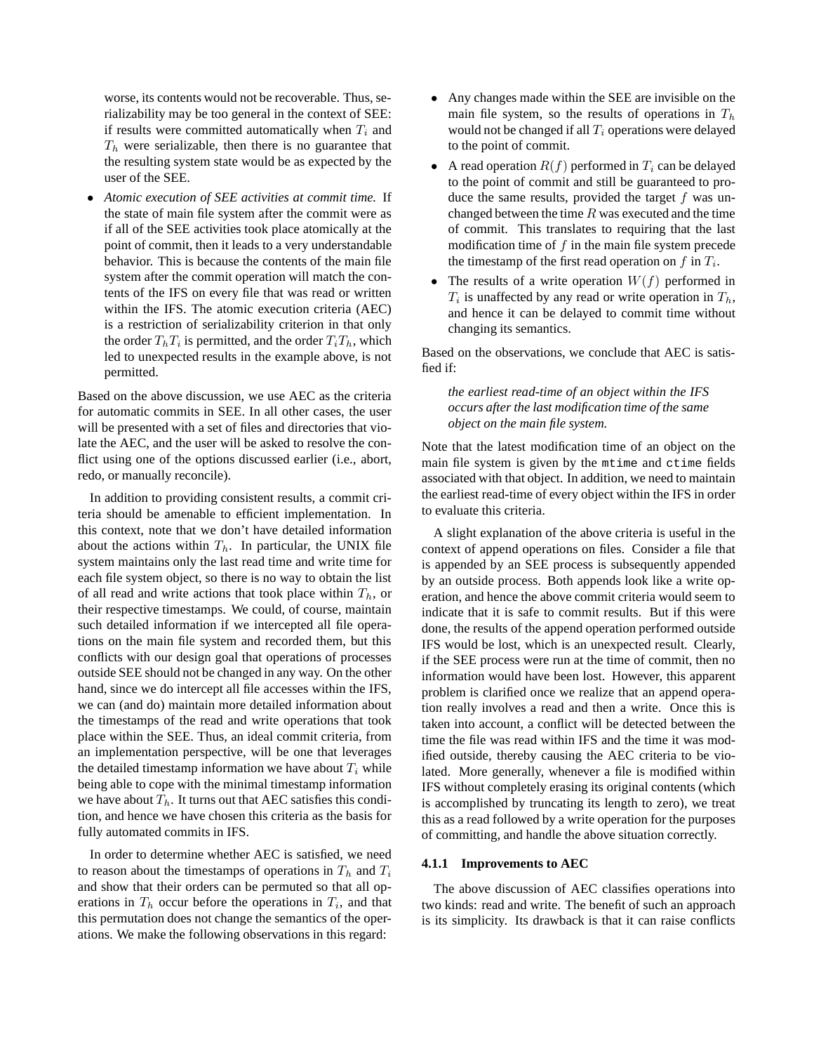worse, its contents would not be recoverable. Thus, serializability may be too general in the context of SEE: if results were committed automatically when $T_i$ and $T_h$ were serializable, then there is no guarantee that the resulting system state would be as expected by the user of the SEE.

- *Atomic execution of SEE activities at commit time.* If the state of main file system after the commit were as if all of the SEE activities took place atomically at the point of commit, then it leads to a very understandable behavior. This is because the contents of the main file system after the commit operation will match the contents of the IFS on every file that was read or written within the IFS. The atomic execution criteria (AEC) is a restriction of serializability criterion in that only the order $T_h T_i$ is permitted, and the order $T_i T_h$, which led to unexpected results in the example above, is not permitted.

Based on the above discussion, we use AEC as the criteria for automatic commits in SEE. In all other cases, the user will be presented with a set of files and directories that violate the AEC, and the user will be asked to resolve the conflict using one of the options discussed earlier (i.e., abort, redo, or manually reconcile).

In addition to providing consistent results, a commit criteria should be amenable to efficient implementation. In this context, note that we don't have detailed information about the actions within $T_h$. In particular, the UNIX file system maintains only the last read time and write time for each file system object, so there is no way to obtain the list of all read and write actions that took place within $T_h$, or their respective timestamps. We could, of course, maintain such detailed information if we intercepted all file operations on the main file system and recorded them, but this conflicts with our design goal that operations of processes outside SEE should not be changed in any way. On the other hand, since we do intercept all file accesses within the IFS, we can (and do) maintain more detailed information about the timestamps of the read and write operations that took place within the SEE. Thus, an ideal commit criteria, from an implementation perspective, will be one that leverages the detailed timestamp information we have about $T_i$ while being able to cope with the minimal timestamp information we have about $T_h$. It turns out that AEC satisfies this condition, and hence we have chosen this criteria as the basis for fully automated commits in IFS.

In order to determine whether AEC is satisfied, we need to reason about the timestamps of operations in $T_h$ and $T_i$ and show that their orders can be permuted so that all operations in $T_h$ occur before the operations in $T_i$, and that this permutation does not change the semantics of the operations. We make the following observations in this regard:

- Any changes made within the SEE are invisible on the main file system, so the results of operations in $T_h$ would not be changed if all $T_i$ operations were delayed to the point of commit.
- A read operation $R(f)$ performed in $T_i$ can be delayed to the point of commit and still be guaranteed to produce the same results, provided the target $f$ was unchanged between the time $R$ was executed and the time of commit. This translates to requiring that the last modification time of $f$ in the main file system precede the timestamp of the first read operation on $f$ in $T_i$.
- The results of a write operation $W(f)$ performed in $T_i$ is unaffected by any read or write operation in $T_h$, and hence it can be delayed to commit time without changing its semantics.

Based on the observations, we conclude that AEC is satisfied if:

> *the earliest read-time of an object within the IFS occurs after the last modification time of the same object on the main file system.*

Note that the latest modification time of an object on the main file system is given by the `mtime` and `ctime` fields associated with that object. In addition, we need to maintain the earliest read-time of every object within the IFS in order to evaluate this criteria.

A slight explanation of the above criteria is useful in the context of append operations on files. Consider a file that is appended by an SEE process is subsequently appended by an outside process. Both appends look like a write operation, and hence the above commit criteria would seem to indicate that it is safe to commit results. But if this were done, the results of the append operation performed outside IFS would be lost, which is an unexpected result. Clearly, if the SEE process were run at the time of commit, then no information would have been lost. However, this apparent problem is clarified once we realize that an append operation really involves a read and then a write. Once this is taken into account, a conflict will be detected between the time the file was read within IFS and the time it was modified outside, thereby causing the AEC criteria to be violated. More generally, whenever a file is modified within IFS without completely erasing its original contents (which is accomplished by truncating its length to zero), we treat this as a read followed by a write operation for the purposes of committing, and handle the above situation correctly.

#### 4.1.1 Improvements to AEC

The above discussion of AEC classifies operations into two kinds: read and write. The benefit of such an approach is its simplicity. Its drawback is that it can raise conflicts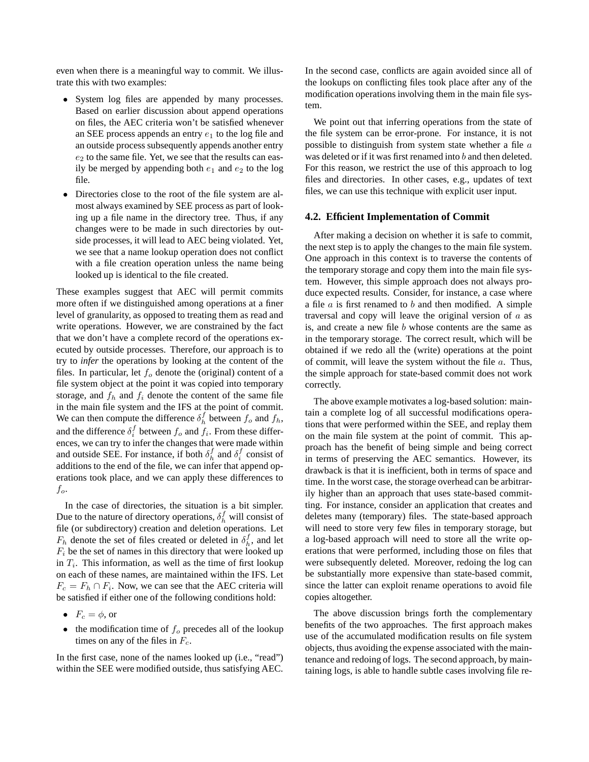even when there is a meaningful way to commit. We illustrate this with two examples:

- System log files are appended by many processes. Based on earlier discussion about append operations on files, the AEC criteria won't be satisfied whenever an SEE process appends an entry $e_1$ to the log file and an outside process subsequently appends another entry $e_2$ to the same file. Yet, we see that the results can easily be merged by appending both $e_1$ and $e_2$ to the log file.
- Directories close to the root of the file system are almost always examined by SEE process as part of looking up a file name in the directory tree. Thus, if any changes were to be made in such directories by outside processes, it will lead to AEC being violated. Yet, we see that a name lookup operation does not conflict with a file creation operation unless the name being looked up is identical to the file created.

These examples suggest that AEC will permit commits more often if we distinguished among operations at a finer level of granularity, as opposed to treating them as read and write operations. However, we are constrained by the fact that we don't have a complete record of the operations executed by outside processes. Therefore, our approach is to try to *infer* the operations by looking at the content of the files. In particular, let $f_o$ denote the (original) content of a file system object at the point it was copied into temporary storage, and $f_h$ and $f_i$ denote the content of the same file in the main file system and the IFS at the point of commit. We can then compute the difference $\delta_h^f$ between $f_o$ and $f_h$, and the difference $\delta_i^f$ between $f_o$ and $f_i$. From these differences, we can try to infer the changes that were made within and outside SEE. For instance, if both $\delta_h^f$ and $\delta_i^f$ consist of additions to the end of the file, we can infer that append operations took place, and we can apply these differences to $f_o$.

In the case of directories, the situation is a bit simpler. Due to the nature of directory operations, $\delta_h^f$ will consist of file (or subdirectory) creation and deletion operations. Let $F_h$ denote the set of files created or deleted in $\delta_h^f$, and let $F_i$ be the set of names in this directory that were looked up in $T_i$. This information, as well as the time of first lookup on each of these names, are maintained within the IFS. Let $F_c = F_h \cap F_i$. Now, we can see that the AEC criteria will be satisfied if either one of the following conditions hold:

- $F_c = \phi$, or
- the modification time of $f_o$ precedes all of the lookup times on any of the files in $F_c$.

In the first case, none of the names looked up (i.e., "read") within the SEE were modified outside, thus satisfying AEC. In the second case, conflicts are again avoided since all of the lookups on conflicting files took place after any of the modification operations involving them in the main file system.

We point out that inferring operations from the state of the file system can be error-prone. For instance, it is not possible to distinguish from system state whether a file $a$ was deleted or if it was first renamed into $b$ and then deleted. For this reason, we restrict the use of this approach to log files and directories. In other cases, e.g., updates of text files, we can use this technique with explicit user input.

### 4.2. Efficient Implementation of Commit

After making a decision on whether it is safe to commit, the next step is to apply the changes to the main file system. One approach in this context is to traverse the contents of the temporary storage and copy them into the main file system. However, this simple approach does not always produce expected results. Consider, for instance, a case where a file $a$ is first renamed to $b$ and then modified. A simple traversal and copy will leave the original version of $a$ as is, and create a new file $b$ whose contents are the same as in the temporary storage. The correct result, which will be obtained if we redo all the (write) operations at the point of commit, will leave the system without the file $a$. Thus, the simple approach for state-based commit does not work correctly.

The above example motivates a log-based solution: maintain a complete log of all successful modifications operations that were performed within the SEE, and replay them on the main file system at the point of commit. This approach has the benefit of being simple and being correct in terms of preserving the AEC semantics. However, its drawback is that it is inefficient, both in terms of space and time. In the worst case, the storage overhead can be arbitrarily higher than an approach that uses state-based committing. For instance, consider an application that creates and deletes many (temporary) files. The state-based approach will need to store very few files in temporary storage, but a log-based approach will need to store all the write operations that were performed, including those on files that were subsequently deleted. Moreover, redoing the log can be substantially more expensive than state-based commit, since the latter can exploit rename operations to avoid file copies altogether.

The above discussion brings forth the complementary benefits of the two approaches. The first approach makes use of the accumulated modification results on file system objects, thus avoiding the expense associated with the maintenance and redoing of logs. The second approach, by maintaining logs, is able to handle subtle cases involving file re-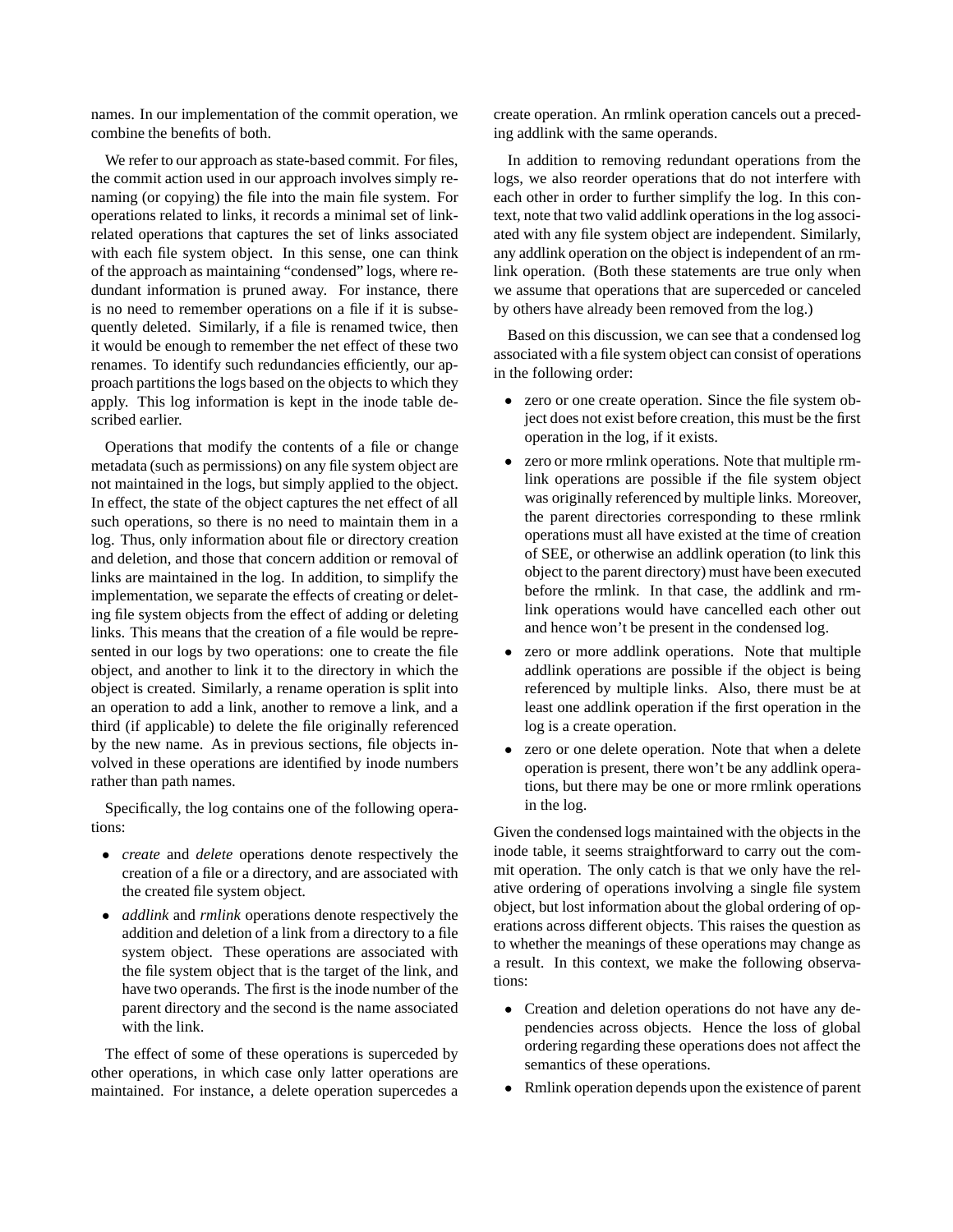names. In our implementation of the commit operation, we combine the benefits of both.

We refer to our approach as state-based commit. For files, the commit action used in our approach involves simply renaming (or copying) the file into the main file system. For operations related to links, it records a minimal set of link-related operations that captures the set of links associated with each file system object. In this sense, one can think of the approach as maintaining "condensed" logs, where redundant information is pruned away. For instance, there is no need to remember operations on a file if it is subsequently deleted. Similarly, if a file is renamed twice, then it would be enough to remember the net effect of these two renames. To identify such redundancies efficiently, our approach partitions the logs based on the objects to which they apply. This log information is kept in the inode table described earlier.

Operations that modify the contents of a file or change metadata (such as permissions) on any file system object are not maintained in the logs, but simply applied to the object. In effect, the state of the object captures the net effect of all such operations, so there is no need to maintain them in a log. Thus, only information about file or directory creation and deletion, and those that concern addition or removal of links are maintained in the log. In addition, to simplify the implementation, we separate the effects of creating or deleting file system objects from the effect of adding or deleting links. This means that the creation of a file would be represented in our logs by two operations: one to create the file object, and another to link it to the directory in which the object is created. Similarly, a rename operation is split into an operation to add a link, another to remove a link, and a third (if applicable) to delete the file originally referenced by the new name. As in previous sections, file objects involved in these operations are identified by inode numbers rather than path names.

Specifically, the log contains one of the following operations:

- *create* and *delete* operations denote respectively the creation of a file or a directory, and are associated with the created file system object.
- *addlink* and *rmlink* operations denote respectively the addition and deletion of a link from a directory to a file system object. These operations are associated with the file system object that is the target of the link, and have two operands. The first is the inode number of the parent directory and the second is the name associated with the link.

The effect of some of these operations is superceded by other operations, in which case only latter operations are maintained. For instance, a delete operation supercedes a create operation. An rmlink operation cancels out a preceding addlink with the same operands.

In addition to removing redundant operations from the logs, we also reorder operations that do not interfere with each other in order to further simplify the log. In this context, note that two valid addlink operations in the log associated with any file system object are independent. Similarly, any addlink operation on the object is independent of an rmlink operation. (Both these statements are true only when we assume that operations that are superceded or canceled by others have already been removed from the log.)

Based on this discussion, we can see that a condensed log associated with a file system object can consist of operations in the following order:

- zero or one create operation. Since the file system object does not exist before creation, this must be the first operation in the log, if it exists.
- zero or more rmlink operations. Note that multiple rmlink operations are possible if the file system object was originally referenced by multiple links. Moreover, the parent directories corresponding to these rmlink operations must all have existed at the time of creation of SEE, or otherwise an addlink operation (to link this object to the parent directory) must have been executed before the rmlink. In that case, the addlink and rmlink operations would have cancelled each other out and hence won't be present in the condensed log.
- zero or more addlink operations. Note that multiple addlink operations are possible if the object is being referenced by multiple links. Also, there must be at least one addlink operation if the first operation in the log is a create operation.
- zero or one delete operation. Note that when a delete operation is present, there won't be any addlink operations, but there may be one or more rmlink operations in the log.

Given the condensed logs maintained with the objects in the inode table, it seems straightforward to carry out the commit operation. The only catch is that we only have the relative ordering of operations involving a single file system object, but lost information about the global ordering of operations across different objects. This raises the question as to whether the meanings of these operations may change as a result. In this context, we make the following observations:

- Creation and deletion operations do not have any dependencies across objects. Hence the loss of global ordering regarding these operations does not affect the semantics of these operations.
- Rmlink operation depends upon the existence of parent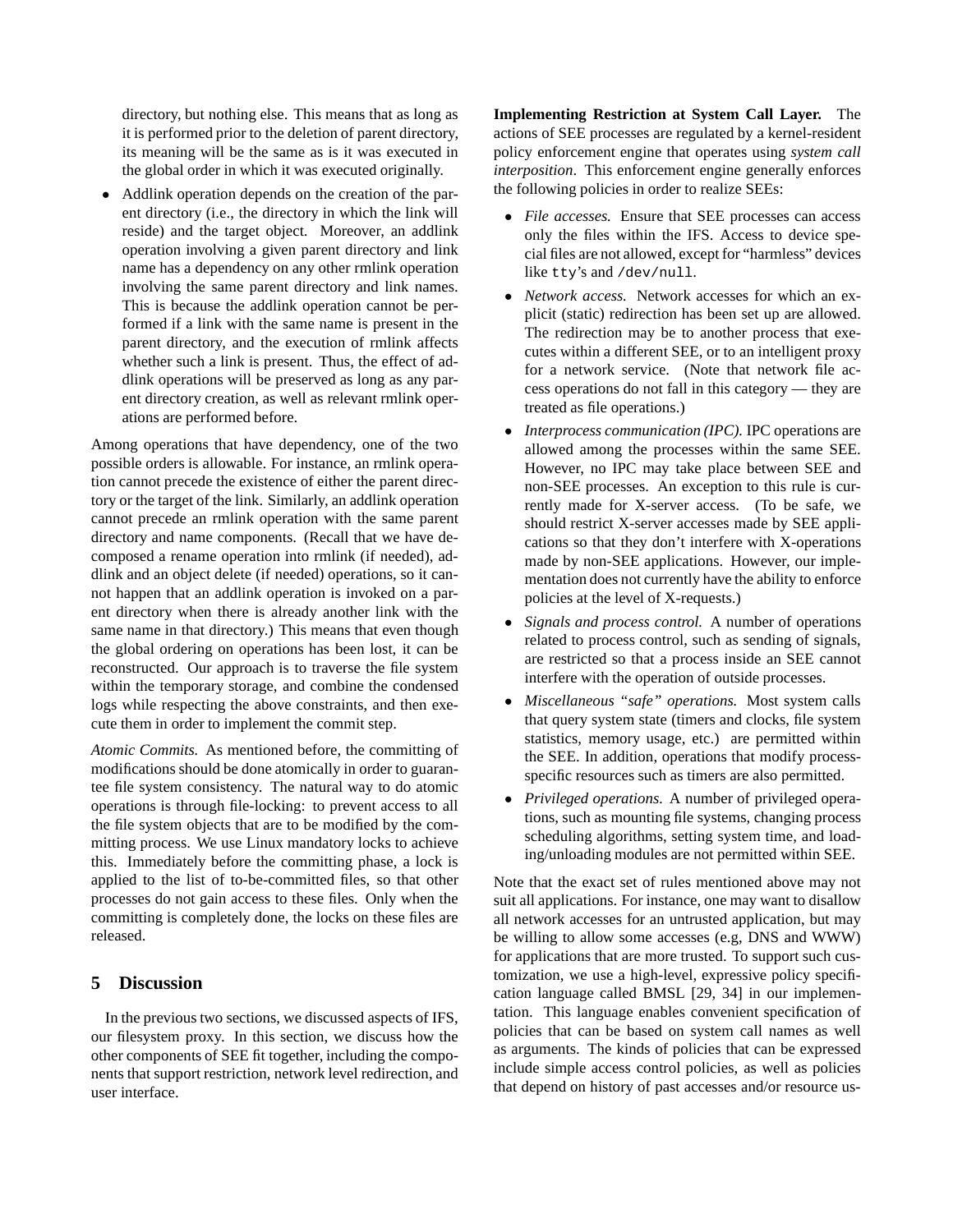directory, but nothing else. This means that as long as it is performed prior to the deletion of parent directory, its meaning will be the same as is it was executed in the global order in which it was executed originally.

- Addlink operation depends on the creation of the parent directory (i.e., the directory in which the link will reside) and the target object. Moreover, an addlink operation involving a given parent directory and link name has a dependency on any other rmlink operation involving the same parent directory and link names. This is because the addlink operation cannot be performed if a link with the same name is present in the parent directory, and the execution of rmlink affects whether such a link is present. Thus, the effect of addlink operations will be preserved as long as any parent directory creation, as well as relevant rmlink operations are performed before.

Among operations that have dependency, one of the two possible orders is allowable. For instance, an rmlink operation cannot precede the existence of either the parent directory or the target of the link. Similarly, an addlink operation cannot precede an rmlink operation with the same parent directory and name components. (Recall that we have decomposed a rename operation into rmlink (if needed), addlink and an object delete (if needed) operations, so it cannot happen that an addlink operation is invoked on a parent directory when there is already another link with the same name in that directory.) This means that even though the global ordering on operations has been lost, it can be reconstructed. Our approach is to traverse the file system within the temporary storage, and combine the condensed logs while respecting the above constraints, and then execute them in order to implement the commit step.

*Atomic Commits.* As mentioned before, the committing of modifications should be done atomically in order to guarantee file system consistency. The natural way to do atomic operations is through file-locking: to prevent access to all the file system objects that are to be modified by the committing process. We use Linux mandatory locks to achieve this. Immediately before the committing phase, a lock is applied to the list of to-be-committed files, so that other processes do not gain access to these files. Only when the committing is completely done, the locks on these files are released.

## 5 Discussion

In the previous two sections, we discussed aspects of IFS, our filesystem proxy. In this section, we discuss how the other components of SEE fit together, including the components that support restriction, network level redirection, and user interface.

**Implementing Restriction at System Call Layer.** The actions of SEE processes are regulated by a kernel-resident policy enforcement engine that operates using *system call interposition*. This enforcement engine generally enforces the following policies in order to realize SEEs:

- *File accesses.* Ensure that SEE processes can access only the files within the IFS. Access to device special files are not allowed, except for "harmless" devices like `tty`'s and `/dev/null`.
- *Network access.* Network accesses for which an explicit (static) redirection has been set up are allowed. The redirection may be to another process that executes within a different SEE, or to an intelligent proxy for a network service. (Note that network file access operations do not fall in this category — they are treated as file operations.)
- *Interprocess communication (IPC).* IPC operations are allowed among the processes within the same SEE. However, no IPC may take place between SEE and non-SEE processes. An exception to this rule is currently made for X-server access. (To be safe, we should restrict X-server accesses made by SEE applications so that they don't interfere with X-operations made by non-SEE applications. However, our implementation does not currently have the ability to enforce policies at the level of X-requests.)
- *Signals and process control.* A number of operations related to process control, such as sending of signals, are restricted so that a process inside an SEE cannot interfere with the operation of outside processes.
- *Miscellaneous "safe" operations.* Most system calls that query system state (timers and clocks, file system statistics, memory usage, etc.) are permitted within the SEE. In addition, operations that modify process-specific resources such as timers are also permitted.
- *Privileged operations.* A number of privileged operations, such as mounting file systems, changing process scheduling algorithms, setting system time, and loading/unloading modules are not permitted within SEE.

Note that the exact set of rules mentioned above may not suit all applications. For instance, one may want to disallow all network accesses for an untrusted application, but may be willing to allow some accesses (e.g, DNS and WWW) for applications that are more trusted. To support such customization, we use a high-level, expressive policy specification language called BMSL [29, 34] in our implementation. This language enables convenient specification of policies that can be based on system call names as well as arguments. The kinds of policies that can be expressed include simple access control policies, as well as policies that depend on history of past accesses and/or resource us-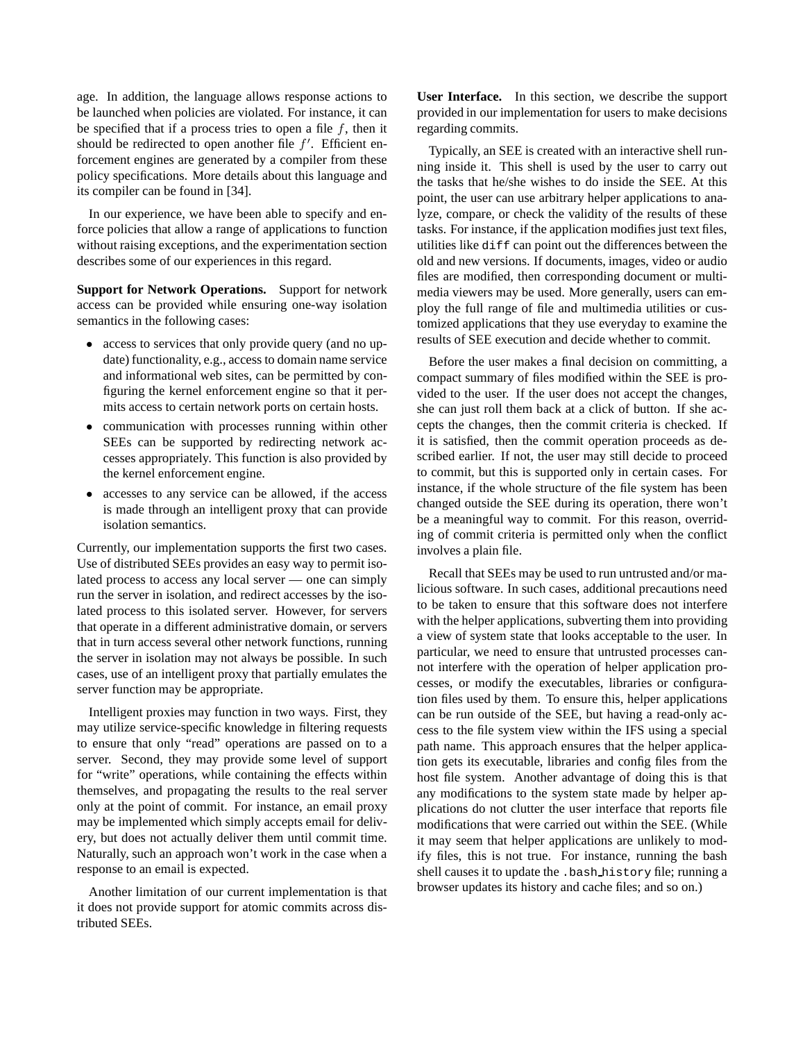age. In addition, the language allows response actions to be launched when policies are violated. For instance, it can be specified that if a process tries to open a file $f$, then it should be redirected to open another file $f'$. Efficient enforcement engines are generated by a compiler from these policy specifications. More details about this language and its compiler can be found in [34].

In our experience, we have been able to specify and enforce policies that allow a range of applications to function without raising exceptions, and the experimentation section describes some of our experiences in this regard.

**Support for Network Operations.** Support for network access can be provided while ensuring one-way isolation semantics in the following cases:

- access to services that only provide query (and no update) functionality, e.g., access to domain name service and informational web sites, can be permitted by configuring the kernel enforcement engine so that it permits access to certain network ports on certain hosts.
- communication with processes running within other SEEs can be supported by redirecting network accesses appropriately. This function is also provided by the kernel enforcement engine.
- accesses to any service can be allowed, if the access is made through an intelligent proxy that can provide isolation semantics.

Currently, our implementation supports the first two cases. Use of distributed SEEs provides an easy way to permit isolated process to access any local server — one can simply run the server in isolation, and redirect accesses by the isolated process to this isolated server. However, for servers that operate in a different administrative domain, or servers that in turn access several other network functions, running the server in isolation may not always be possible. In such cases, use of an intelligent proxy that partially emulates the server function may be appropriate.

Intelligent proxies may function in two ways. First, they may utilize service-specific knowledge in filtering requests to ensure that only "read" operations are passed on to a server. Second, they may provide some level of support for "write" operations, while containing the effects within themselves, and propagating the results to the real server only at the point of commit. For instance, an email proxy may be implemented which simply accepts email for delivery, but does not actually deliver them until commit time. Naturally, such an approach won't work in the case when a response to an email is expected.

Another limitation of our current implementation is that it does not provide support for atomic commits across distributed SEEs.

**User Interface.** In this section, we describe the support provided in our implementation for users to make decisions regarding commits.

Typically, an SEE is created with an interactive shell running inside it. This shell is used by the user to carry out the tasks that he/she wishes to do inside the SEE. At this point, the user can use arbitrary helper applications to analyze, compare, or check the validity of the results of these tasks. For instance, if the application modifies just text files, utilities like `diff` can point out the differences between the old and new versions. If documents, images, video or audio files are modified, then corresponding document or multimedia viewers may be used. More generally, users can employ the full range of file and multimedia utilities or customized applications that they use everyday to examine the results of SEE execution and decide whether to commit.

Before the user makes a final decision on committing, a compact summary of files modified within the SEE is provided to the user. If the user does not accept the changes, she can just roll them back at a click of button. If she accepts the changes, then the commit criteria is checked. If it is satisfied, then the commit operation proceeds as described earlier. If not, the user may still decide to proceed to commit, but this is supported only in certain cases. For instance, if the whole structure of the file system has been changed outside the SEE during its operation, there won't be a meaningful way to commit. For this reason, overriding of commit criteria is permitted only when the conflict involves a plain file.

Recall that SEEs may be used to run untrusted and/or malicious software. In such cases, additional precautions need to be taken to ensure that this software does not interfere with the helper applications, subverting them into providing a view of system state that looks acceptable to the user. In particular, we need to ensure that untrusted processes cannot interfere with the operation of helper application processes, or modify the executables, libraries or configuration files used by them. To ensure this, helper applications can be run outside of the SEE, but having a read-only access to the file system view within the IFS using a special path name. This approach ensures that the helper application gets its executable, libraries and config files from the host file system. Another advantage of doing this is that any modifications to the system state made by helper applications do not clutter the user interface that reports file modifications that were carried out within the SEE. (While it may seem that helper applications are unlikely to modify files, this is not true. For instance, running the bash shell causes it to update the `.bash_history` file; running a browser updates its history and cache files; and so on.)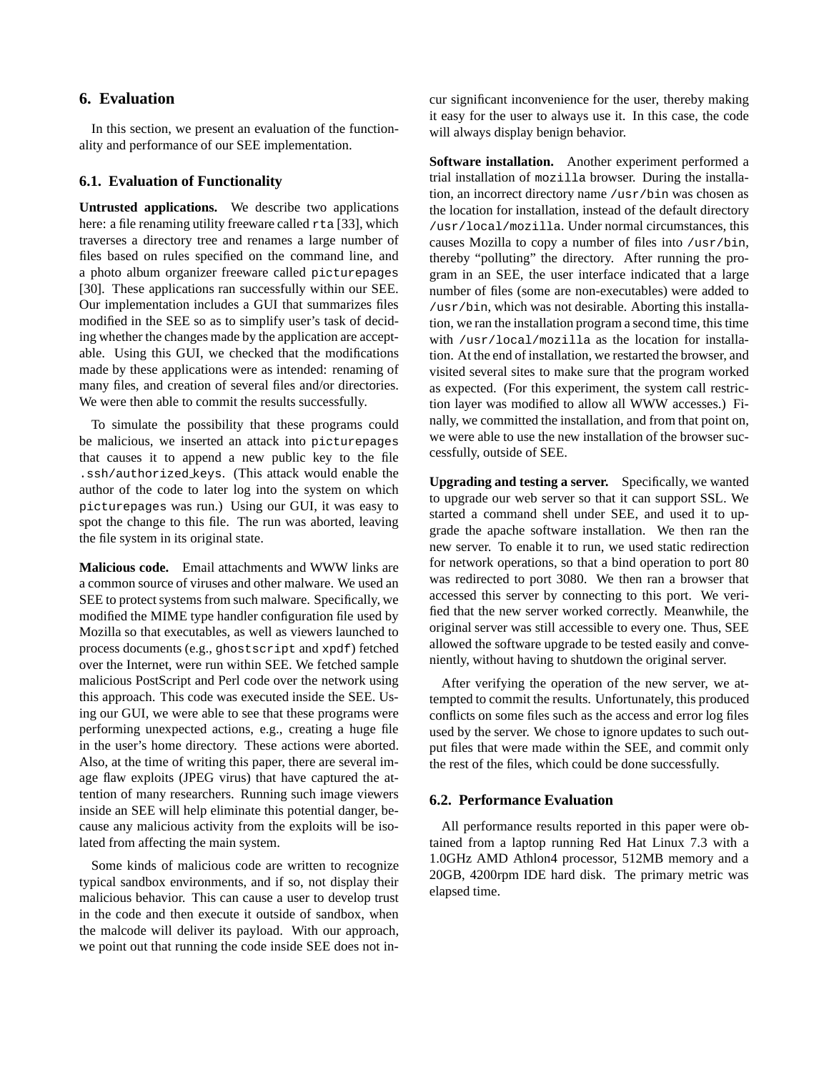## 6. Evaluation

In this section, we present an evaluation of the functionality and performance of our SEE implementation.

### 6.1. Evaluation of Functionality

**Untrusted applications.** We describe two applications here: a file renaming utility freeware called `rta` [33], which traverses a directory tree and renames a large number of files based on rules specified on the command line, and a photo album organizer freeware called `picturepages` [30]. These applications ran successfully within our SEE. Our implementation includes a GUI that summarizes files modified in the SEE so as to simplify user's task of deciding whether the changes made by the application are acceptable. Using this GUI, we checked that the modifications made by these applications were as intended: renaming of many files, and creation of several files and/or directories. We were then able to commit the results successfully.

To simulate the possibility that these programs could be malicious, we inserted an attack into `picturepages` that causes it to append a new public key to the file `.ssh/authorized_keys`. (This attack would enable the author of the code to later log into the system on which `picturepages` was run.) Using our GUI, it was easy to spot the change to this file. The run was aborted, leaving the file system in its original state.

**Malicious code.** Email attachments and WWW links are a common source of viruses and other malware. We used an SEE to protect systems from such malware. Specifically, we modified the MIME type handler configuration file used by Mozilla so that executables, as well as viewers launched to process documents (e.g., `ghostscript` and `xpdf`) fetched over the Internet, were run within SEE. We fetched sample malicious PostScript and Perl code over the network using this approach. This code was executed inside the SEE. Using our GUI, we were able to see that these programs were performing unexpected actions, e.g., creating a huge file in the user's home directory. These actions were aborted. Also, at the time of writing this paper, there are several image flaw exploits (JPEG virus) that have captured the attention of many researchers. Running such image viewers inside an SEE will help eliminate this potential danger, because any malicious activity from the exploits will be isolated from affecting the main system.

Some kinds of malicious code are written to recognize typical sandbox environments, and if so, not display their malicious behavior. This can cause a user to develop trust in the code and then execute it outside of sandbox, when the malcode will deliver its payload. With our approach, we point out that running the code inside SEE does not incur significant inconvenience for the user, thereby making it easy for the user to always use it. In this case, the code will always display benign behavior.

**Software installation.** Another experiment performed a trial installation of `mozilla` browser. During the installation, an incorrect directory name `/usr/bin` was chosen as the location for installation, instead of the default directory `/usr/local/mozilla`. Under normal circumstances, this causes Mozilla to copy a number of files into `/usr/bin`, thereby "polluting" the directory. After running the program in an SEE, the user interface indicated that a large number of files (some are non-executables) were added to `/usr/bin`, which was not desirable. Aborting this installation, we ran the installation program a second time, this time with `/usr/local/mozilla` as the location for installation. At the end of installation, we restarted the browser, and visited several sites to make sure that the program worked as expected. (For this experiment, the system call restriction layer was modified to allow all WWW accesses.) Finally, we committed the installation, and from that point on, we were able to use the new installation of the browser successfully, outside of SEE.

**Upgrading and testing a server.** Specifically, we wanted to upgrade our web server so that it can support SSL. We started a command shell under SEE, and used it to upgrade the apache software installation. We then ran the new server. To enable it to run, we used static redirection for network operations, so that a bind operation to port 80 was redirected to port 3080. We then ran a browser that accessed this server by connecting to this port. We verified that the new server worked correctly. Meanwhile, the original server was still accessible to every one. Thus, SEE allowed the software upgrade to be tested easily and conveniently, without having to shutdown the original server.

After verifying the operation of the new server, we attempted to commit the results. Unfortunately, this produced conflicts on some files such as the access and error log files used by the server. We chose to ignore updates to such output files that were made within the SEE, and commit only the rest of the files, which could be done successfully.

### 6.2. Performance Evaluation

All performance results reported in this paper were obtained from a laptop running Red Hat Linux 7.3 with a 1.0GHz AMD Athlon4 processor, 512MB memory and a 20GB, 4200rpm IDE hard disk. The primary metric was elapsed time.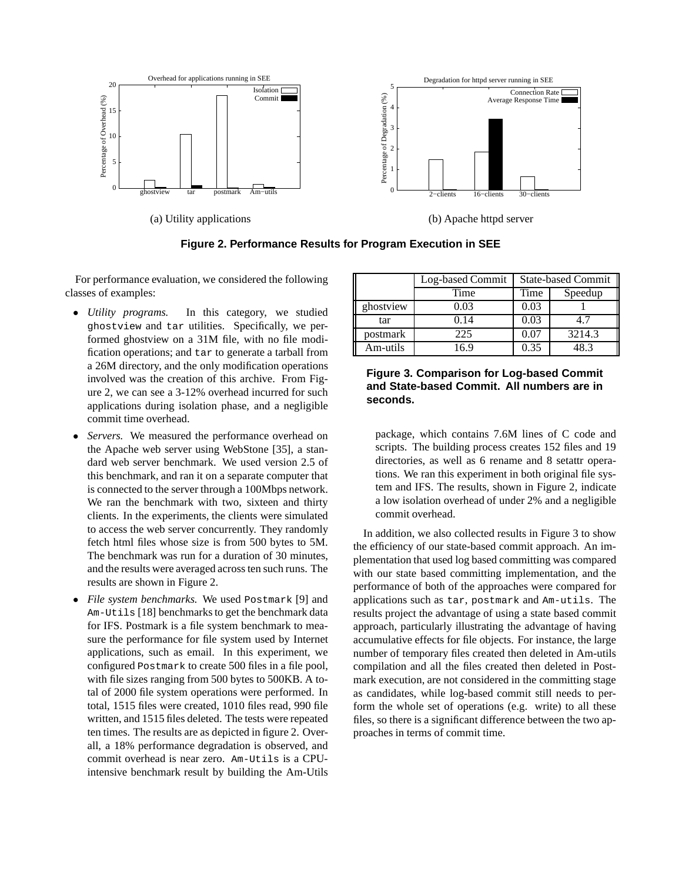(a) Utility applications

(b) Apache httpd server

**Figure 2. Performance Results for Program Execution in SEE**

For performance evaluation, we considered the following classes of examples:

- *Utility programs.* In this category, we studied `ghostview` and `tar` utilities. Specifically, we performed ghostview on a 31M file, with no file modification operations; and `tar` to generate a tarball from a 26M directory, and the only modification operations involved was the creation of this archive. From Figure 2, we can see a 3-12% overhead incurred for such applications during isolation phase, and a negligible commit time overhead.
- *Servers.* We measured the performance overhead on the Apache web server using WebStone [35], a standard web server benchmark. We used version 2.5 of this benchmark, and ran it on a separate computer that is connected to the server through a 100Mbps network. We ran the benchmark with two, sixteen and thirty clients. In the experiments, the clients were simulated to access the web server concurrently. They randomly fetch html files whose size is from 500 bytes to 5M. The benchmark was run for a duration of 30 minutes, and the results were averaged across ten such runs. The results are shown in Figure 2.
- *File system benchmarks.* We used `Postmark` [9] and `Am-Utils` [18] benchmarks to get the benchmark data for IFS. Postmark is a file system benchmark to measure the performance for file system used by Internet applications, such as email. In this experiment, we configured `Postmark` to create 500 files in a file pool, with file sizes ranging from 500 bytes to 500KB. A total of 2000 file system operations were performed. In total, 1515 files were created, 1010 files read, 990 file written, and 1515 files deleted. The tests were repeated ten times. The results are as depicted in figure 2. Overall, a 18% performance degradation is observed, and commit overhead is near zero. `Am-Utils` is a CPU-intensive benchmark result by building the Am-Utils package, which contains 7.6M lines of C code and scripts. The building process creates 152 files and 19 directories, as well as 6 rename and 8 setattr operations. We ran this experiment in both original file system and IFS. The results, shown in Figure 2, indicate a low isolation overhead of under 2% and a negligible commit overhead.

| | Log-based Commit | State-based Commit | |
|---|---|---|---|
| | Time | Time | Speedup |
| ghostview | 0.03 | 0.03 | 1 |
| tar | 0.14 | 0.03 | 4.7 |
| postmark | 225 | 0.07 | 3214.3 |
| Am-utils | 16.9 | 0.35 | 48.3 |

**Figure 3. Comparison for Log-based Commit and State-based Commit. All numbers are in seconds.**

In addition, we also collected results in Figure 3 to show the efficiency of our state-based commit approach. An implementation that used log based committing was compared with our state based committing implementation, and the performance of both of the approaches were compared for applications such as `tar`, `postmark` and `Am-utils`. The results project the advantage of using a state based commit approach, particularly illustrating the advantage of having accumulative effects for file objects. For instance, the large number of temporary files created then deleted in Am-utils compilation and all the files created then deleted in Postmark execution, are not considered in the committing stage as candidates, while log-based commit still needs to perform the whole set of operations (e.g. write) to all these files, so there is a significant difference between the two approaches in terms of commit time.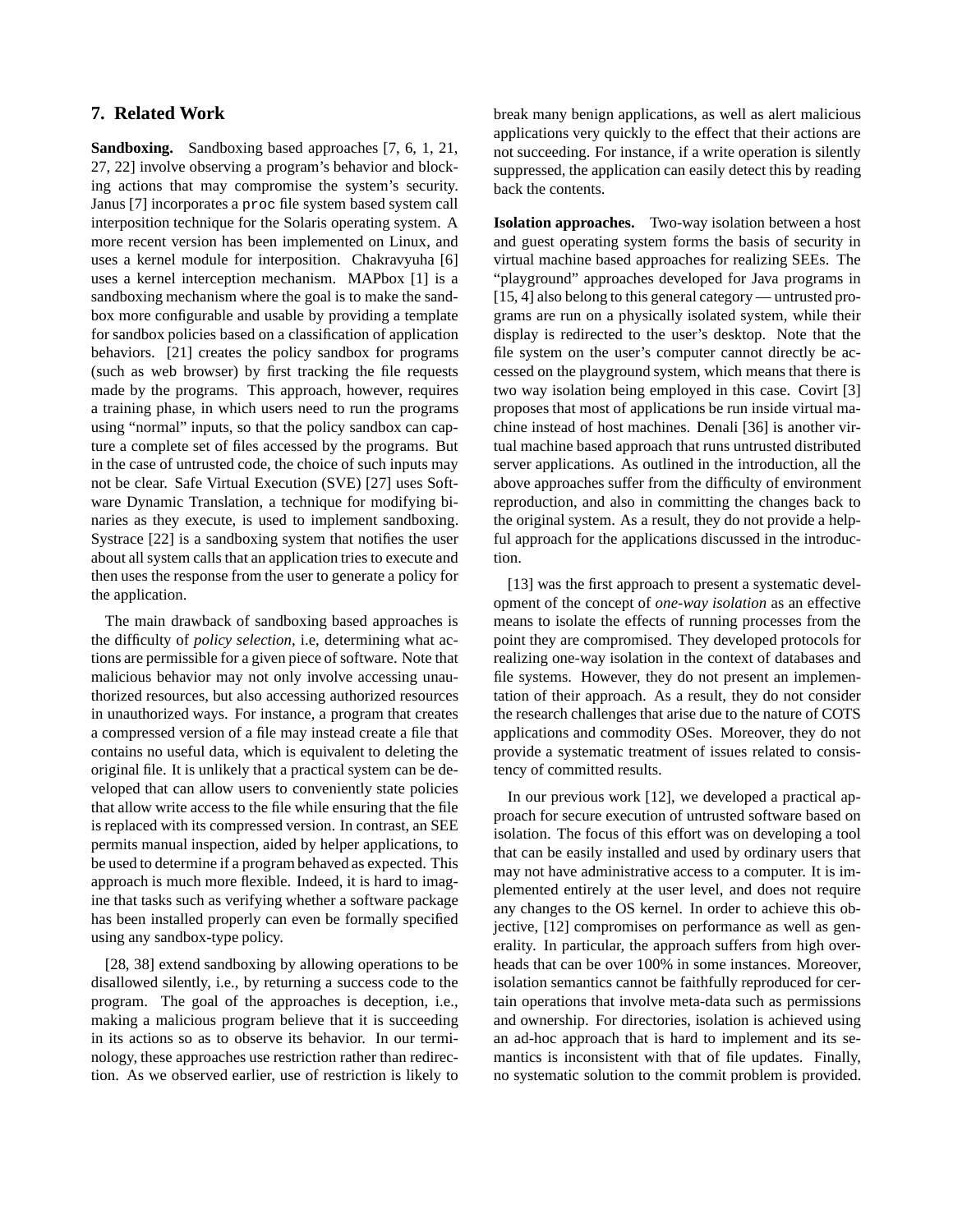## 7. Related Work

**Sandboxing.** Sandboxing based approaches [7, 6, 1, 21, 27, 22] involve observing a program's behavior and blocking actions that may compromise the system's security. Janus [7] incorporates a `proc` file system based system call interposition technique for the Solaris operating system. A more recent version has been implemented on Linux, and uses a kernel module for interposition. Chakravyuha [6] uses a kernel interception mechanism. MAPbox [1] is a sandboxing mechanism where the goal is to make the sandbox more configurable and usable by providing a template for sandbox policies based on a classification of application behaviors. [21] creates the policy sandbox for programs (such as web browser) by first tracking the file requests made by the programs. This approach, however, requires a training phase, in which users need to run the programs using "normal" inputs, so that the policy sandbox can capture a complete set of files accessed by the programs. But in the case of untrusted code, the choice of such inputs may not be clear. Safe Virtual Execution (SVE) [27] uses Software Dynamic Translation, a technique for modifying binaries as they execute, is used to implement sandboxing. Systrace [22] is a sandboxing system that notifies the user about all system calls that an application tries to execute and then uses the response from the user to generate a policy for the application.

The main drawback of sandboxing based approaches is the difficulty of *policy selection*, i.e, determining what actions are permissible for a given piece of software. Note that malicious behavior may not only involve accessing unauthorized resources, but also accessing authorized resources in unauthorized ways. For instance, a program that creates a compressed version of a file may instead create a file that contains no useful data, which is equivalent to deleting the original file. It is unlikely that a practical system can be developed that can allow users to conveniently state policies that allow write access to the file while ensuring that the file is replaced with its compressed version. In contrast, an SEE permits manual inspection, aided by helper applications, to be used to determine if a program behaved as expected. This approach is much more flexible. Indeed, it is hard to imagine that tasks such as verifying whether a software package has been installed properly can even be formally specified using any sandbox-type policy.

[28, 38] extend sandboxing by allowing operations to be disallowed silently, i.e., by returning a success code to the program. The goal of the approaches is deception, i.e., making a malicious program believe that it is succeeding in its actions so as to observe its behavior. In our terminology, these approaches use restriction rather than redirection. As we observed earlier, use of restriction is likely to break many benign applications, as well as alert malicious applications very quickly to the effect that their actions are not succeeding. For instance, if a write operation is silently suppressed, the application can easily detect this by reading back the contents.

**Isolation approaches.** Two-way isolation between a host and guest operating system forms the basis of security in virtual machine based approaches for realizing SEEs. The "playground" approaches developed for Java programs in [15, 4] also belong to this general category — untrusted programs are run on a physically isolated system, while their display is redirected to the user's desktop. Note that the file system on the user's computer cannot directly be accessed on the playground system, which means that there is two way isolation being employed in this case. Covirt [3] proposes that most of applications be run inside virtual machine instead of host machines. Denali [36] is another virtual machine based approach that runs untrusted distributed server applications. As outlined in the introduction, all the above approaches suffer from the difficulty of environment reproduction, and also in committing the changes back to the original system. As a result, they do not provide a helpful approach for the applications discussed in the introduction.

[13] was the first approach to present a systematic development of the concept of *one-way isolation* as an effective means to isolate the effects of running processes from the point they are compromised. They developed protocols for realizing one-way isolation in the context of databases and file systems. However, they do not present an implementation of their approach. As a result, they do not consider the research challenges that arise due to the nature of COTS applications and commodity OSes. Moreover, they do not provide a systematic treatment of issues related to consistency of committed results.

In our previous work [12], we developed a practical approach for secure execution of untrusted software based on isolation. The focus of this effort was on developing a tool that can be easily installed and used by ordinary users that may not have administrative access to a computer. It is implemented entirely at the user level, and does not require any changes to the OS kernel. In order to achieve this objective, [12] compromises on performance as well as generality. In particular, the approach suffers from high overheads that can be over 100% in some instances. Moreover, isolation semantics cannot be faithfully reproduced for certain operations that involve meta-data such as permissions and ownership. For directories, isolation is achieved using an ad-hoc approach that is hard to implement and its semantics is inconsistent with that of file updates. Finally, no systematic solution to the commit problem is provided.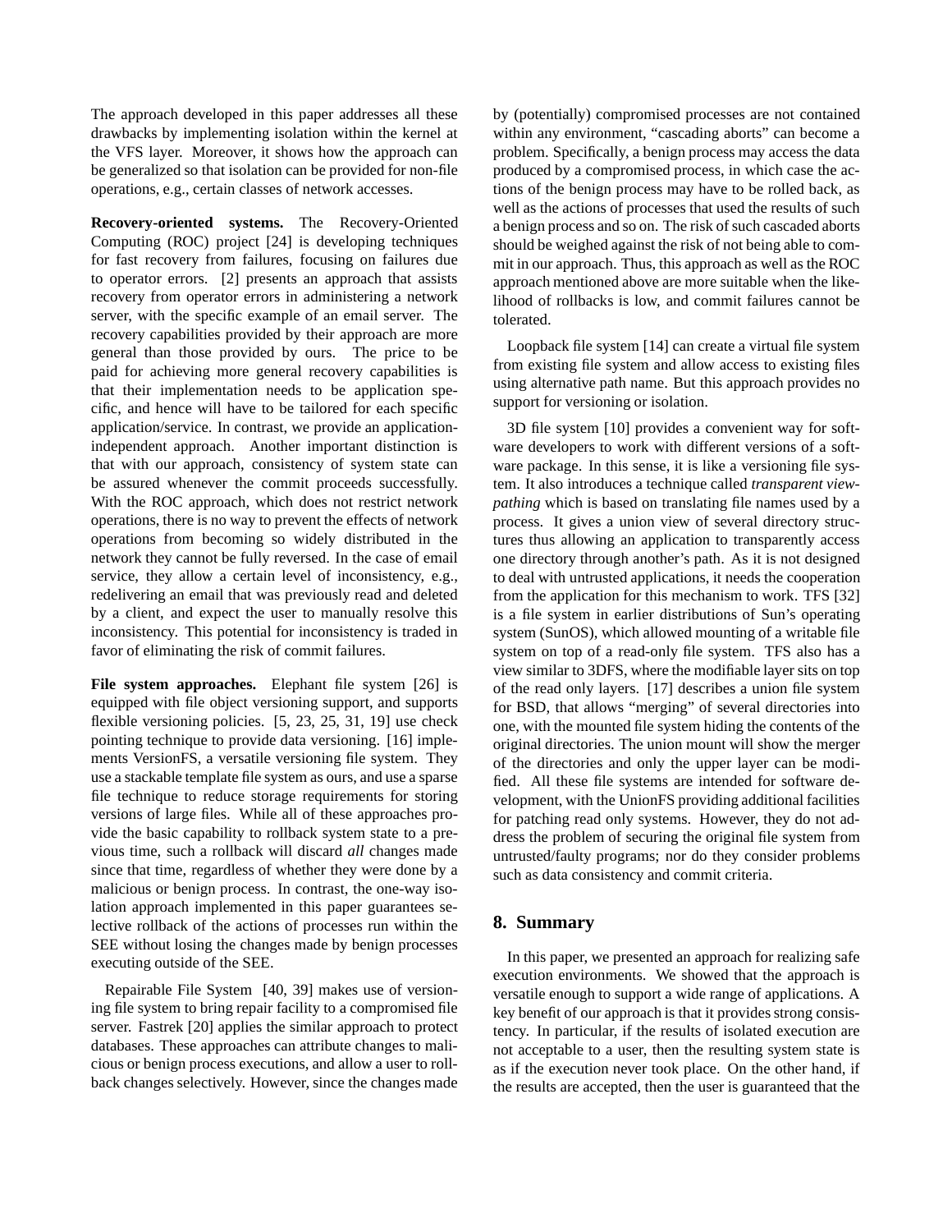The approach developed in this paper addresses all these drawbacks by implementing isolation within the kernel at the VFS layer. Moreover, it shows how the approach can be generalized so that isolation can be provided for non-file operations, e.g., certain classes of network accesses.

**Recovery-oriented systems.** The Recovery-Oriented Computing (ROC) project [24] is developing techniques for fast recovery from failures, focusing on failures due to operator errors. [2] presents an approach that assists recovery from operator errors in administering a network server, with the specific example of an email server. The recovery capabilities provided by their approach are more general than those provided by ours. The price to be paid for achieving more general recovery capabilities is that their implementation needs to be application specific, and hence will have to be tailored for each specific application/service. In contrast, we provide an application-independent approach. Another important distinction is that with our approach, consistency of system state can be assured whenever the commit proceeds successfully. With the ROC approach, which does not restrict network operations, there is no way to prevent the effects of network operations from becoming so widely distributed in the network they cannot be fully reversed. In the case of email service, they allow a certain level of inconsistency, e.g., redelivering an email that was previously read and deleted by a client, and expect the user to manually resolve this inconsistency. This potential for inconsistency is traded in favor of eliminating the risk of commit failures.

**File system approaches.** Elephant file system [26] is equipped with file object versioning support, and supports flexible versioning policies. [5, 23, 25, 31, 19] use check pointing technique to provide data versioning. [16] implements VersionFS, a versatile versioning file system. They use a stackable template file system as ours, and use a sparse file technique to reduce storage requirements for storing versions of large files. While all of these approaches provide the basic capability to rollback system state to a previous time, such a rollback will discard *all* changes made since that time, regardless of whether they were done by a malicious or benign process. In contrast, the one-way isolation approach implemented in this paper guarantees selective rollback of the actions of processes run within the SEE without losing the changes made by benign processes executing outside of the SEE.

Repairable File System [40, 39] makes use of versioning file system to bring repair facility to a compromised file server. Fastrek [20] applies the similar approach to protect databases. These approaches can attribute changes to malicious or benign process executions, and allow a user to rollback changes selectively. However, since the changes made by (potentially) compromised processes are not contained within any environment, "cascading aborts" can become a problem. Specifically, a benign process may access the data produced by a compromised process, in which case the actions of the benign process may have to be rolled back, as well as the actions of processes that used the results of such a benign process and so on. The risk of such cascaded aborts should be weighed against the risk of not being able to commit in our approach. Thus, this approach as well as the ROC approach mentioned above are more suitable when the likelihood of rollbacks is low, and commit failures cannot be tolerated.

Loopback file system [14] can create a virtual file system from existing file system and allow access to existing files using alternative path name. But this approach provides no support for versioning or isolation.

3D file system [10] provides a convenient way for software developers to work with different versions of a software package. In this sense, it is like a versioning file system. It also introduces a technique called *transparent view-pathing* which is based on translating file names used by a process. It gives a union view of several directory structures thus allowing an application to transparently access one directory through another's path. As it is not designed to deal with untrusted applications, it needs the cooperation from the application for this mechanism to work. TFS [32] is a file system in earlier distributions of Sun's operating system (SunOS), which allowed mounting of a writable file system on top of a read-only file system. TFS also has a view similar to 3DFS, where the modifiable layer sits on top of the read only layers. [17] describes a union file system for BSD, that allows "merging" of several directories into one, with the mounted file system hiding the contents of the original directories. The union mount will show the merger of the directories and only the upper layer can be modified. All these file systems are intended for software development, with the UnionFS providing additional facilities for patching read only systems. However, they do not address the problem of securing the original file system from untrusted/faulty programs; nor do they consider problems such as data consistency and commit criteria.

## 8. Summary

In this paper, we presented an approach for realizing safe execution environments. We showed that the approach is versatile enough to support a wide range of applications. A key benefit of our approach is that it provides strong consistency. In particular, if the results of isolated execution are not acceptable to a user, then the resulting system state is as if the execution never took place. On the other hand, if the results are accepted, then the user is guaranteed that the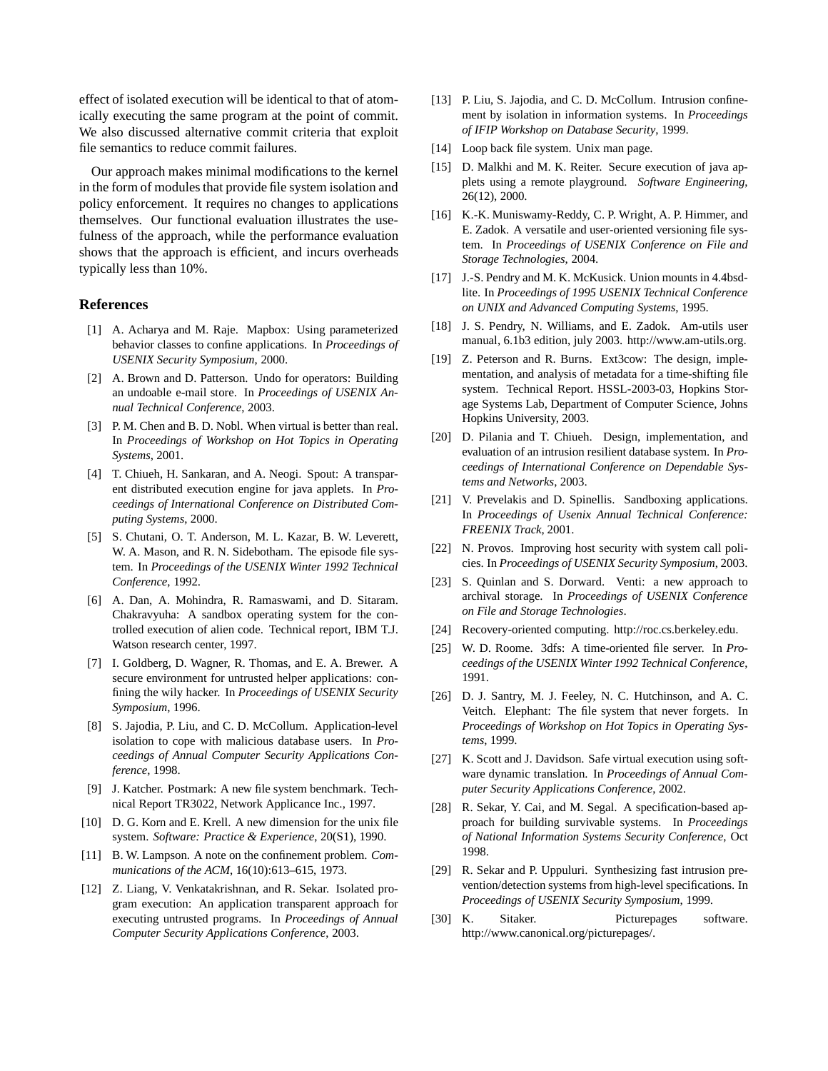effect of isolated execution will be identical to that of atomically executing the same program at the point of commit. We also discussed alternative commit criteria that exploit file semantics to reduce commit failures.

Our approach makes minimal modifications to the kernel in the form of modules that provide file system isolation and policy enforcement. It requires no changes to applications themselves. Our functional evaluation illustrates the usefulness of the approach, while the performance evaluation shows that the approach is efficient, and incurs overheads typically less than 10%.

## References

[1] A. Acharya and M. Raje. Mapbox: Using parameterized behavior classes to confine applications. In *Proceedings of USENIX Security Symposium*, 2000.

[2] A. Brown and D. Patterson. Undo for operators: Building an undoable e-mail store. In *Proceedings of USENIX Annual Technical Conference*, 2003.

[3] P. M. Chen and B. D. Nobl. When virtual is better than real. In *Proceedings of Workshop on Hot Topics in Operating Systems*, 2001.

[4] T. Chiueh, H. Sankaran, and A. Neogi. Spout: A transparent distributed execution engine for java applets. In *Proceedings of International Conference on Distributed Computing Systems*, 2000.

[5] S. Chutani, O. T. Anderson, M. L. Kazar, B. W. Leverett, W. A. Mason, and R. N. Sidebotham. The episode file system. In *Proceedings of the USENIX Winter 1992 Technical Conference*, 1992.

[6] A. Dan, A. Mohindra, R. Ramaswami, and D. Sitaram. Chakravyuha: A sandbox operating system for the controlled execution of alien code. Technical report, IBM T.J. Watson research center, 1997.

[7] I. Goldberg, D. Wagner, R. Thomas, and E. A. Brewer. A secure environment for untrusted helper applications: confining the wily hacker. In *Proceedings of USENIX Security Symposium*, 1996.

[8] S. Jajodia, P. Liu, and C. D. McCollum. Application-level isolation to cope with malicious database users. In *Proceedings of Annual Computer Security Applications Conference*, 1998.

[9] J. Katcher. Postmark: A new file system benchmark. Technical Report TR3022, Network Applicance Inc., 1997.

[10] D. G. Korn and E. Krell. A new dimension for the unix file system. *Software: Practice & Experience*, 20(S1), 1990.

[11] B. W. Lampson. A note on the confinement problem. *Communications of the ACM*, 16(10):613–615, 1973.

[12] Z. Liang, V. Venkatakrishnan, and R. Sekar. Isolated program execution: An application transparent approach for executing untrusted programs. In *Proceedings of Annual Computer Security Applications Conference*, 2003.

[13] P. Liu, S. Jajodia, and C. D. McCollum. Intrusion confinement by isolation in information systems. In *Proceedings of IFIP Workshop on Database Security*, 1999.

[14] Loop back file system. Unix man page.

[15] D. Malkhi and M. K. Reiter. Secure execution of java applets using a remote playground. *Software Engineering*, 26(12), 2000.

[16] K.-K. Muniswamy-Reddy, C. P. Wright, A. P. Himmer, and E. Zadok. A versatile and user-oriented versioning file system. In *Proceedings of USENIX Conference on File and Storage Technologies*, 2004.

[17] J.-S. Pendry and M. K. McKusick. Union mounts in 4.4bsd-lite. In *Proceedings of 1995 USENIX Technical Conference on UNIX and Advanced Computing Systems*, 1995.

[18] J. S. Pendry, N. Williams, and E. Zadok. Am-utils user manual, 6.1b3 edition, july 2003. http://www.am-utils.org.

[19] Z. Peterson and R. Burns. Ext3cow: The design, implementation, and analysis of metadata for a time-shifting file system. Technical Report. HSSL-2003-03, Hopkins Storage Systems Lab, Department of Computer Science, Johns Hopkins University, 2003.

[20] D. Pilania and T. Chiueh. Design, implementation, and evaluation of an intrusion resilient database system. In *Proceedings of International Conference on Dependable Systems and Networks*, 2003.

[21] V. Prevelakis and D. Spinellis. Sandboxing applications. In *Proceedings of Usenix Annual Technical Conference: FREENIX Track*, 2001.

[22] N. Provos. Improving host security with system call policies. In *Proceedings of USENIX Security Symposium*, 2003.

[23] S. Quinlan and S. Dorward. Venti: a new approach to archival storage. In *Proceedings of USENIX Conference on File and Storage Technologies*.

[24] Recovery-oriented computing. http://roc.cs.berkeley.edu.

[25] W. D. Roome. 3dfs: A time-oriented file server. In *Proceedings of the USENIX Winter 1992 Technical Conference*, 1991.

[26] D. J. Santry, M. J. Feeley, N. C. Hutchinson, and A. C. Veitch. Elephant: The file system that never forgets. In *Proceedings of Workshop on Hot Topics in Operating Systems*, 1999.

[27] K. Scott and J. Davidson. Safe virtual execution using software dynamic translation. In *Proceedings of Annual Computer Security Applications Conference*, 2002.

[28] R. Sekar, Y. Cai, and M. Segal. A specification-based approach for building survivable systems. In *Proceedings of National Information Systems Security Conference*, Oct 1998.

[29] R. Sekar and P. Uppuluri. Synthesizing fast intrusion prevention/detection systems from high-level specifications. In *Proceedings of USENIX Security Symposium*, 1999.

[30] K. Sitaker. Picturepages software. http://www.canonical.org/picturepages/.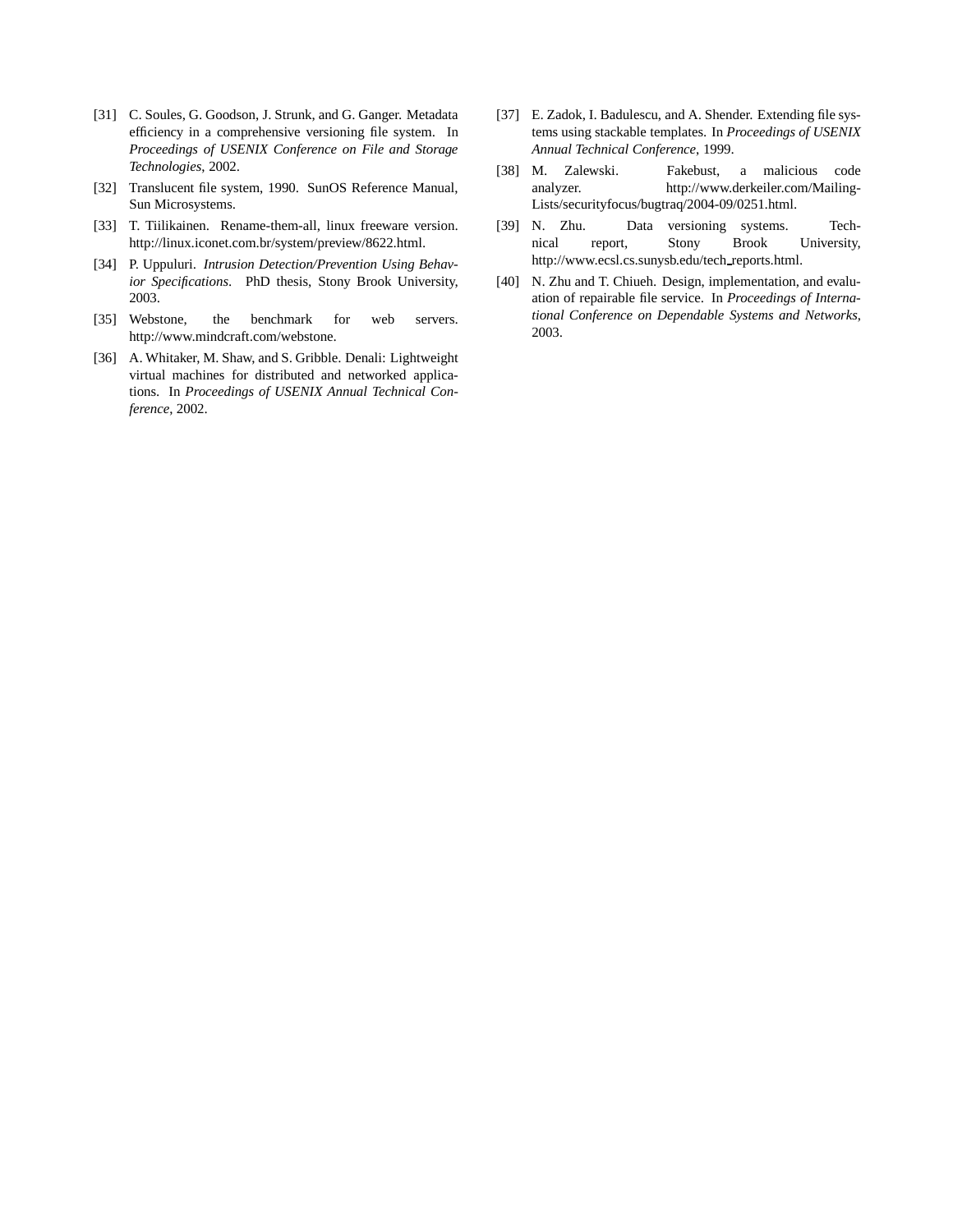[31] C. Soules, G. Goodson, J. Strunk, and G. Ganger. Metadata efficiency in a comprehensive versioning file system. In *Proceedings of USENIX Conference on File and Storage Technologies*, 2002.

[32] Translucent file system, 1990. SunOS Reference Manual, Sun Microsystems.

[33] T. Tiilikainen. Rename-them-all, linux freeware version. http://linux.iconet.com.br/system/preview/8622.html.

[34] P. Uppuluri. *Intrusion Detection/Prevention Using Behavior Specifications*. PhD thesis, Stony Brook University, 2003.

[35] Webstone, the benchmark for web servers. http://www.mindcraft.com/webstone.

[36] A. Whitaker, M. Shaw, and S. Gribble. Denali: Lightweight virtual machines for distributed and networked applications. In *Proceedings of USENIX Annual Technical Conference*, 2002.

[37] E. Zadok, I. Badulescu, and A. Shender. Extending file systems using stackable templates. In *Proceedings of USENIX Annual Technical Conference*, 1999.

[38] M. Zalewski. Fakebust, a malicious code analyzer. http://www.derkeiler.com/Mailing-Lists/securityfocus/bugtraq/2004-09/0251.html.

[39] N. Zhu. Data versioning systems. Technical report, Stony Brook University, http://www.ecsl.cs.sunysb.edu/tech_reports.html.

[40] N. Zhu and T. Chiueh. Design, implementation, and evaluation of repairable file service. In *Proceedings of International Conference on Dependable Systems and Networks*, 2003.